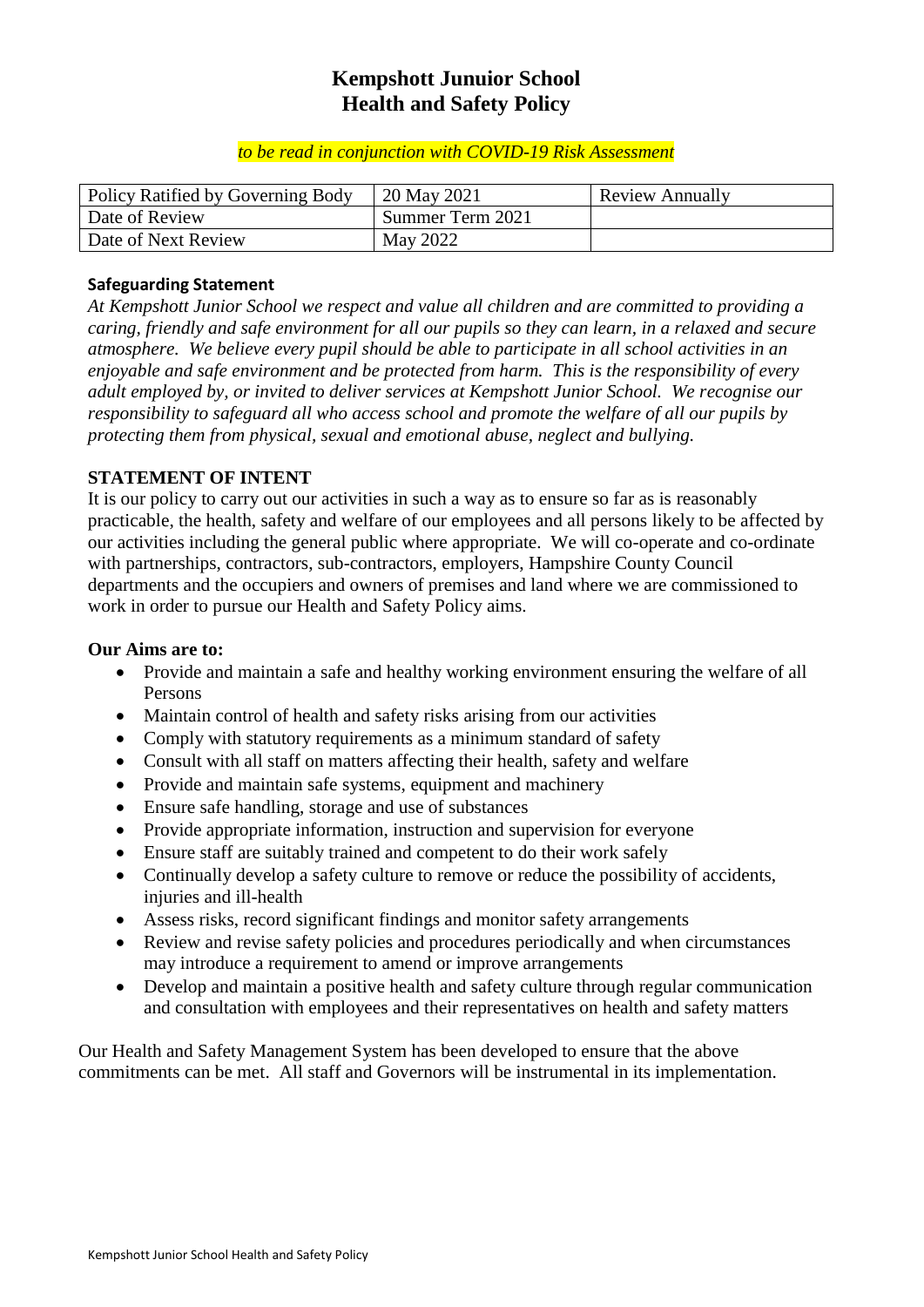# Kempshott Junuior School
# Health and Safety Policy

*to be read in conjunction with COVID-19 Risk Assessment*

| Policy Ratified by Governing Body | 20 May 2021 | Review Annually |
|---|---|---|
| Date of Review | Summer Term 2021 | |
| Date of Next Review | May 2022 | |

**Safeguarding Statement**

*At Kempshott Junior School we respect and value all children and are committed to providing a caring, friendly and safe environment for all our pupils so they can learn, in a relaxed and secure atmosphere. We believe every pupil should be able to participate in all school activities in an enjoyable and safe environment and be protected from harm. This is the responsibility of every adult employed by, or invited to deliver services at Kempshott Junior School. We recognise our responsibility to safeguard all who access school and promote the welfare of all our pupils by protecting them from physical, sexual and emotional abuse, neglect and bullying.*

## STATEMENT OF INTENT

It is our policy to carry out our activities in such a way as to ensure so far as is reasonably practicable, the health, safety and welfare of our employees and all persons likely to be affected by our activities including the general public where appropriate. We will co-operate and co-ordinate with partnerships, contractors, sub-contractors, employers, Hampshire County Council departments and the occupiers and owners of premises and land where we are commissioned to work in order to pursue our Health and Safety Policy aims.

**Our Aims are to:**

- Provide and maintain a safe and healthy working environment ensuring the welfare of all Persons
- Maintain control of health and safety risks arising from our activities
- Comply with statutory requirements as a minimum standard of safety
- Consult with all staff on matters affecting their health, safety and welfare
- Provide and maintain safe systems, equipment and machinery
- Ensure safe handling, storage and use of substances
- Provide appropriate information, instruction and supervision for everyone
- Ensure staff are suitably trained and competent to do their work safely
- Continually develop a safety culture to remove or reduce the possibility of accidents, injuries and ill-health
- Assess risks, record significant findings and monitor safety arrangements
- Review and revise safety policies and procedures periodically and when circumstances may introduce a requirement to amend or improve arrangements
- Develop and maintain a positive health and safety culture through regular communication and consultation with employees and their representatives on health and safety matters

Our Health and Safety Management System has been developed to ensure that the above commitments can be met. All staff and Governors will be instrumental in its implementation.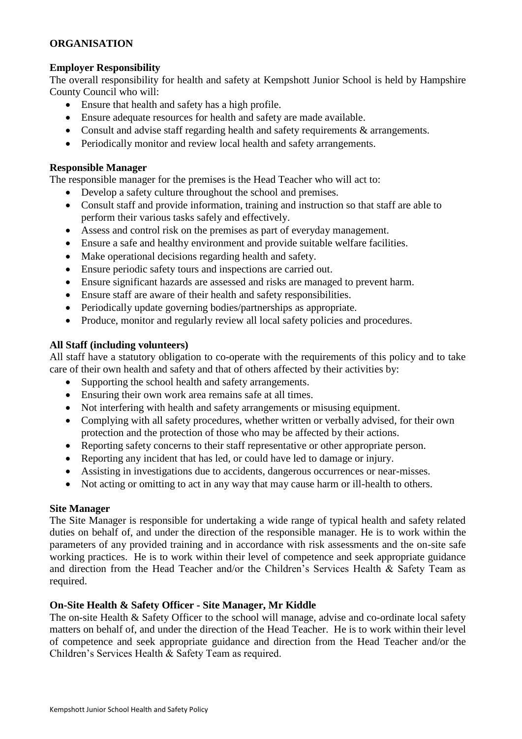## ORGANISATION

### Employer Responsibility

The overall responsibility for health and safety at Kempshott Junior School is held by Hampshire County Council who will:

- Ensure that health and safety has a high profile.
- Ensure adequate resources for health and safety are made available.
- Consult and advise staff regarding health and safety requirements & arrangements.
- Periodically monitor and review local health and safety arrangements.

### Responsible Manager

The responsible manager for the premises is the Head Teacher who will act to:

- Develop a safety culture throughout the school and premises.
- Consult staff and provide information, training and instruction so that staff are able to perform their various tasks safely and effectively.
- Assess and control risk on the premises as part of everyday management.
- Ensure a safe and healthy environment and provide suitable welfare facilities.
- Make operational decisions regarding health and safety.
- Ensure periodic safety tours and inspections are carried out.
- Ensure significant hazards are assessed and risks are managed to prevent harm.
- Ensure staff are aware of their health and safety responsibilities.
- Periodically update governing bodies/partnerships as appropriate.
- Produce, monitor and regularly review all local safety policies and procedures.

### All Staff (including volunteers)

All staff have a statutory obligation to co-operate with the requirements of this policy and to take care of their own health and safety and that of others affected by their activities by:

- Supporting the school health and safety arrangements.
- Ensuring their own work area remains safe at all times.
- Not interfering with health and safety arrangements or misusing equipment.
- Complying with all safety procedures, whether written or verbally advised, for their own protection and the protection of those who may be affected by their actions.
- Reporting safety concerns to their staff representative or other appropriate person.
- Reporting any incident that has led, or could have led to damage or injury.
- Assisting in investigations due to accidents, dangerous occurrences or near-misses.
- Not acting or omitting to act in any way that may cause harm or ill-health to others.

### Site Manager

The Site Manager is responsible for undertaking a wide range of typical health and safety related duties on behalf of, and under the direction of the responsible manager. He is to work within the parameters of any provided training and in accordance with risk assessments and the on-site safe working practices. He is to work within their level of competence and seek appropriate guidance and direction from the Head Teacher and/or the Children's Services Health & Safety Team as required.

### On-Site Health & Safety Officer - Site Manager, Mr Kiddle

The on-site Health & Safety Officer to the school will manage, advise and co-ordinate local safety matters on behalf of, and under the direction of the Head Teacher. He is to work within their level of competence and seek appropriate guidance and direction from the Head Teacher and/or the Children's Services Health & Safety Team as required.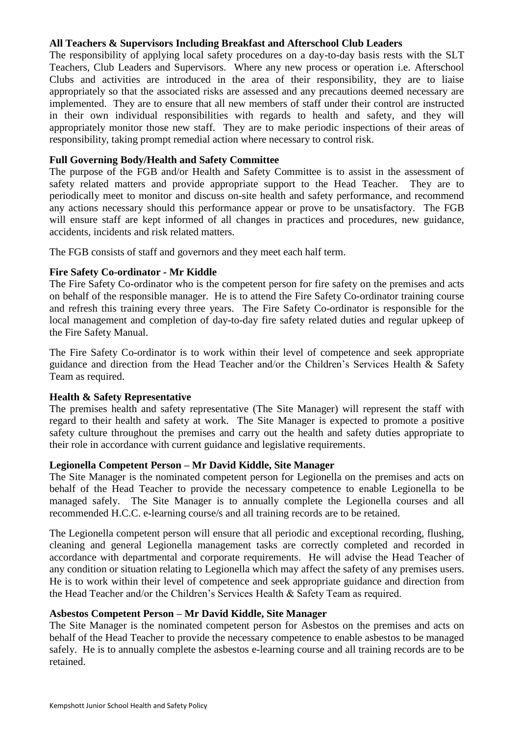**All Teachers & Supervisors Including Breakfast and Afterschool Club Leaders**

The responsibility of applying local safety procedures on a day-to-day basis rests with the SLT Teachers, Club Leaders and Supervisors. Where any new process or operation i.e. Afterschool Clubs and activities are introduced in the area of their responsibility, they are to liaise appropriately so that the associated risks are assessed and any precautions deemed necessary are implemented. They are to ensure that all new members of staff under their control are instructed in their own individual responsibilities with regards to health and safety, and they will appropriately monitor those new staff. They are to make periodic inspections of their areas of responsibility, taking prompt remedial action where necessary to control risk.

**Full Governing Body/Health and Safety Committee**

The purpose of the FGB and/or Health and Safety Committee is to assist in the assessment of safety related matters and provide appropriate support to the Head Teacher. They are to periodically meet to monitor and discuss on-site health and safety performance, and recommend any actions necessary should this performance appear or prove to be unsatisfactory. The FGB will ensure staff are kept informed of all changes in practices and procedures, new guidance, accidents, incidents and risk related matters.

The FGB consists of staff and governors and they meet each half term.

**Fire Safety Co-ordinator - Mr Kiddle**

The Fire Safety Co-ordinator who is the competent person for fire safety on the premises and acts on behalf of the responsible manager. He is to attend the Fire Safety Co-ordinator training course and refresh this training every three years. The Fire Safety Co-ordinator is responsible for the local management and completion of day-to-day fire safety related duties and regular upkeep of the Fire Safety Manual.

The Fire Safety Co-ordinator is to work within their level of competence and seek appropriate guidance and direction from the Head Teacher and/or the Children's Services Health & Safety Team as required.

**Health & Safety Representative**

The premises health and safety representative (The Site Manager) will represent the staff with regard to their health and safety at work. The Site Manager is expected to promote a positive safety culture throughout the premises and carry out the health and safety duties appropriate to their role in accordance with current guidance and legislative requirements.

**Legionella Competent Person – Mr David Kiddle, Site Manager**

The Site Manager is the nominated competent person for Legionella on the premises and acts on behalf of the Head Teacher to provide the necessary competence to enable Legionella to be managed safely. The Site Manager is to annually complete the Legionella courses and all recommended H.C.C. e-learning course/s and all training records are to be retained.

The Legionella competent person will ensure that all periodic and exceptional recording, flushing, cleaning and general Legionella management tasks are correctly completed and recorded in accordance with departmental and corporate requirements. He will advise the Head Teacher of any condition or situation relating to Legionella which may affect the safety of any premises users. He is to work within their level of competence and seek appropriate guidance and direction from the Head Teacher and/or the Children's Services Health & Safety Team as required.

**Asbestos Competent Person – Mr David Kiddle, Site Manager**

The Site Manager is the nominated competent person for Asbestos on the premises and acts on behalf of the Head Teacher to provide the necessary competence to enable asbestos to be managed safely. He is to annually complete the asbestos e-learning course and all training records are to be retained.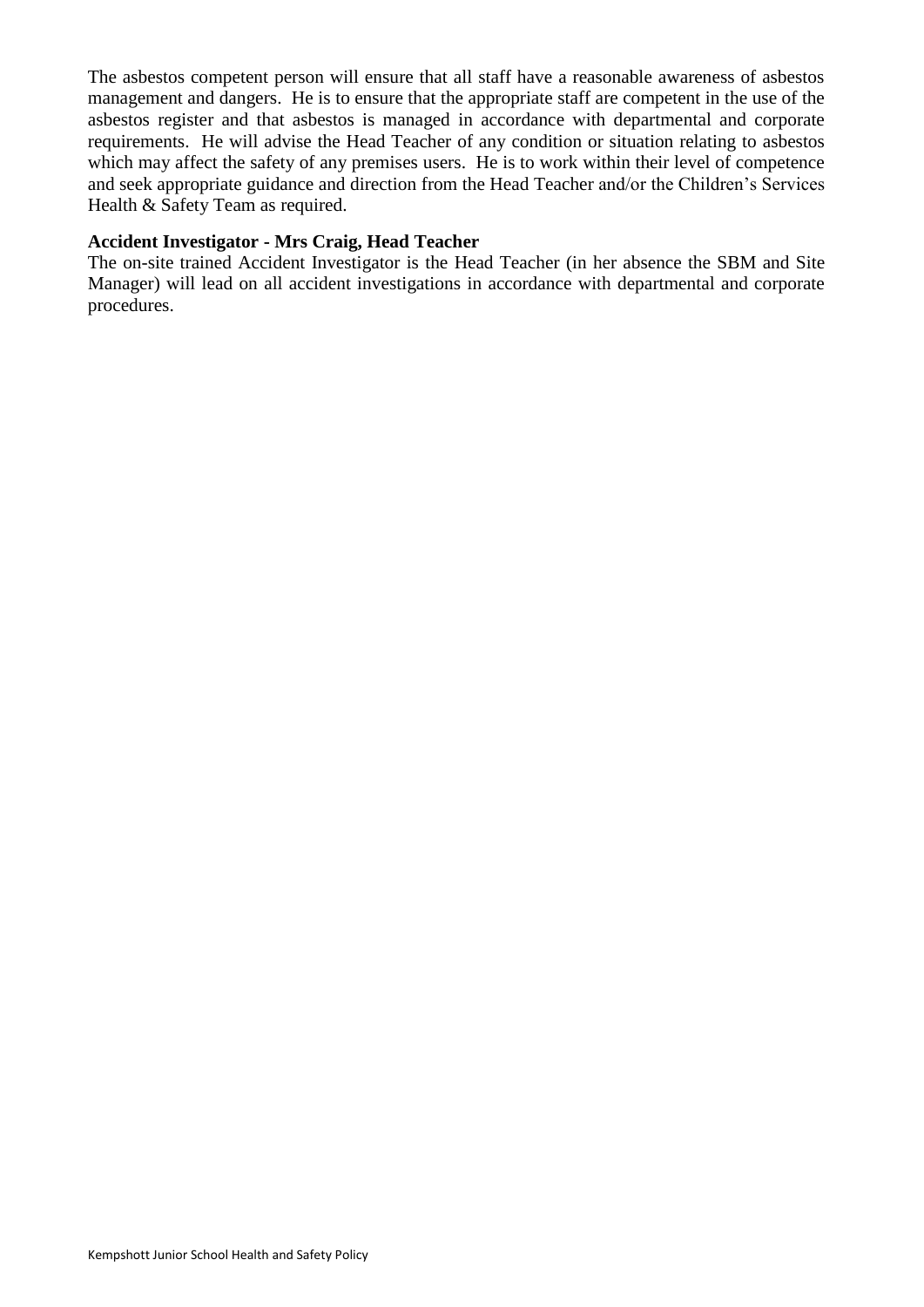The asbestos competent person will ensure that all staff have a reasonable awareness of asbestos management and dangers. He is to ensure that the appropriate staff are competent in the use of the asbestos register and that asbestos is managed in accordance with departmental and corporate requirements. He will advise the Head Teacher of any condition or situation relating to asbestos which may affect the safety of any premises users. He is to work within their level of competence and seek appropriate guidance and direction from the Head Teacher and/or the Children's Services Health & Safety Team as required.

**Accident Investigator - Mrs Craig, Head Teacher**

The on-site trained Accident Investigator is the Head Teacher (in her absence the SBM and Site Manager) will lead on all accident investigations in accordance with departmental and corporate procedures.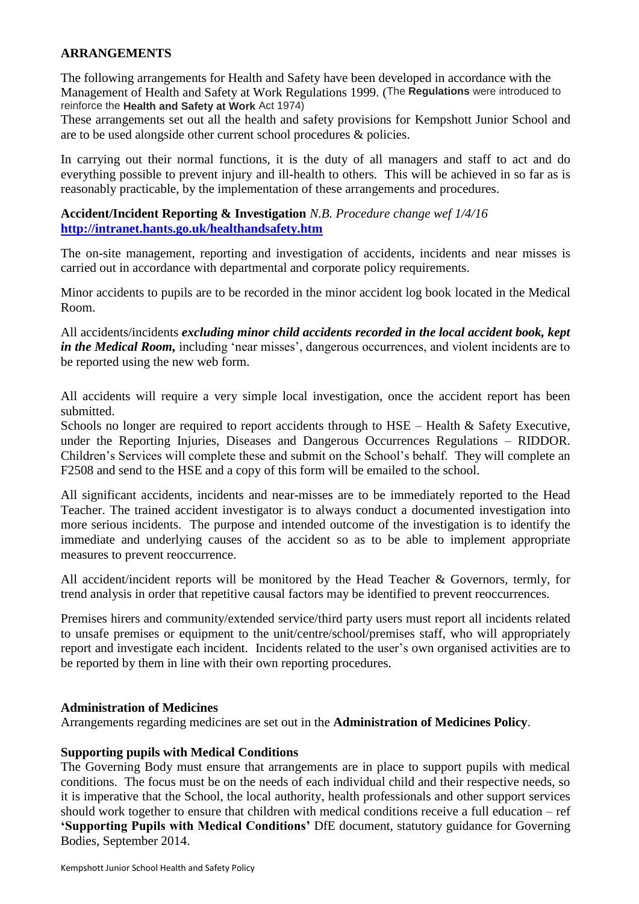## ARRANGEMENTS

The following arrangements for Health and Safety have been developed in accordance with the Management of Health and Safety at Work Regulations 1999. (The **Regulations** were introduced to reinforce the **Health and Safety at Work** Act 1974)

These arrangements set out all the health and safety provisions for Kempshott Junior School and are to be used alongside other current school procedures & policies.

In carrying out their normal functions, it is the duty of all managers and staff to act and do everything possible to prevent injury and ill-health to others. This will be achieved in so far as is reasonably practicable, by the implementation of these arrangements and procedures.

**Accident/Incident Reporting & Investigation** *N.B. Procedure change wef 1/4/16*
**http://intranet.hants.go.uk/healthandsafety.htm**

The on-site management, reporting and investigation of accidents, incidents and near misses is carried out in accordance with departmental and corporate policy requirements.

Minor accidents to pupils are to be recorded in the minor accident log book located in the Medical Room.

All accidents/incidents ***excluding minor child accidents recorded in the local accident book, kept in the Medical Room,*** including 'near misses', dangerous occurrences, and violent incidents are to be reported using the new web form.

All accidents will require a very simple local investigation, once the accident report has been submitted.

Schools no longer are required to report accidents through to HSE – Health & Safety Executive, under the Reporting Injuries, Diseases and Dangerous Occurrences Regulations – RIDDOR. Children's Services will complete these and submit on the School's behalf. They will complete an F2508 and send to the HSE and a copy of this form will be emailed to the school.

All significant accidents, incidents and near-misses are to be immediately reported to the Head Teacher. The trained accident investigator is to always conduct a documented investigation into more serious incidents. The purpose and intended outcome of the investigation is to identify the immediate and underlying causes of the accident so as to be able to implement appropriate measures to prevent reoccurrence.

All accident/incident reports will be monitored by the Head Teacher & Governors, termly, for trend analysis in order that repetitive causal factors may be identified to prevent reoccurrences.

Premises hirers and community/extended service/third party users must report all incidents related to unsafe premises or equipment to the unit/centre/school/premises staff, who will appropriately report and investigate each incident. Incidents related to the user's own organised activities are to be reported by them in line with their own reporting procedures.

**Administration of Medicines**
Arrangements regarding medicines are set out in the **Administration of Medicines Policy**.

**Supporting pupils with Medical Conditions**
The Governing Body must ensure that arrangements are in place to support pupils with medical conditions. The focus must be on the needs of each individual child and their respective needs, so it is imperative that the School, the local authority, health professionals and other support services should work together to ensure that children with medical conditions receive a full education – ref **'Supporting Pupils with Medical Conditions'** DfE document, statutory guidance for Governing Bodies, September 2014.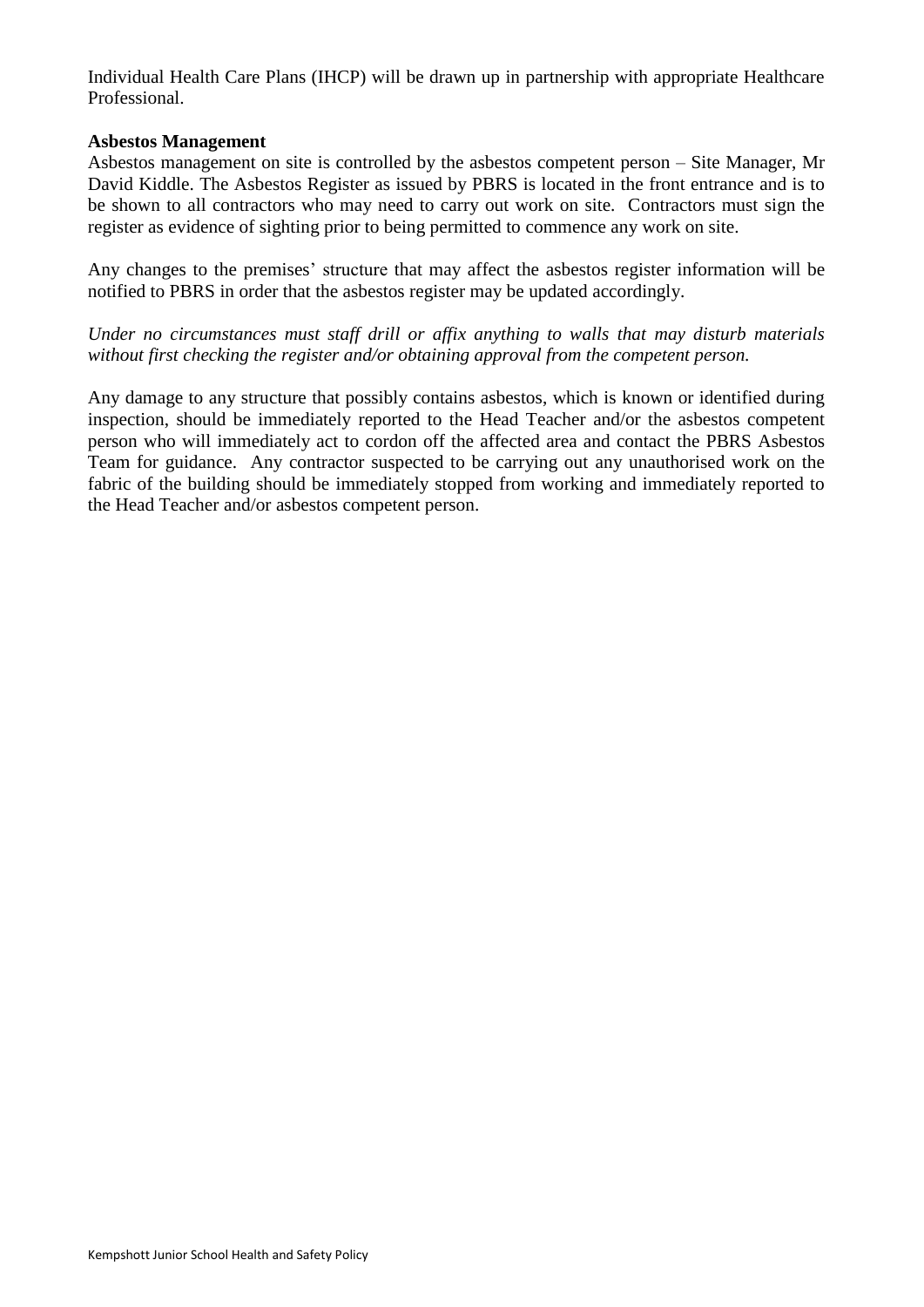Individual Health Care Plans (IHCP) will be drawn up in partnership with appropriate Healthcare Professional.

**Asbestos Management**

Asbestos management on site is controlled by the asbestos competent person – Site Manager, Mr David Kiddle. The Asbestos Register as issued by PBRS is located in the front entrance and is to be shown to all contractors who may need to carry out work on site. Contractors must sign the register as evidence of sighting prior to being permitted to commence any work on site.

Any changes to the premises' structure that may affect the asbestos register information will be notified to PBRS in order that the asbestos register may be updated accordingly.

*Under no circumstances must staff drill or affix anything to walls that may disturb materials without first checking the register and/or obtaining approval from the competent person.*

Any damage to any structure that possibly contains asbestos, which is known or identified during inspection, should be immediately reported to the Head Teacher and/or the asbestos competent person who will immediately act to cordon off the affected area and contact the PBRS Asbestos Team for guidance. Any contractor suspected to be carrying out any unauthorised work on the fabric of the building should be immediately stopped from working and immediately reported to the Head Teacher and/or asbestos competent person.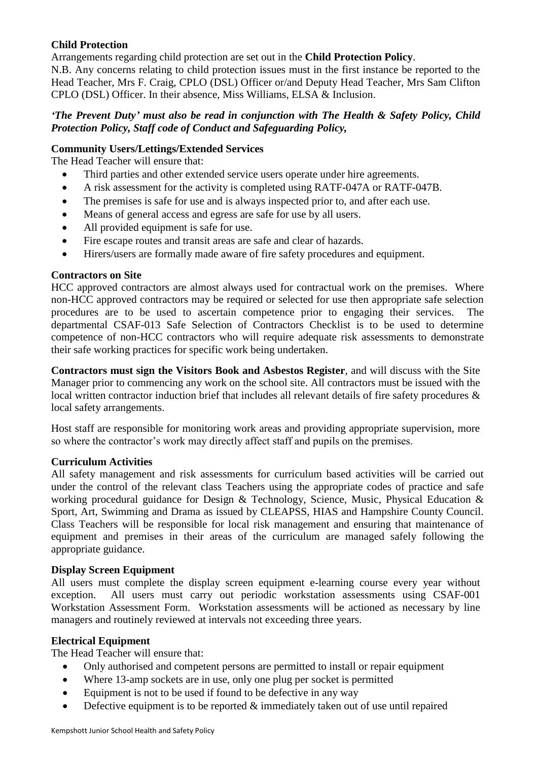**Child Protection**

Arrangements regarding child protection are set out in the **Child Protection Policy**.

N.B. Any concerns relating to child protection issues must in the first instance be reported to the Head Teacher, Mrs F. Craig, CPLO (DSL) Officer or/and Deputy Head Teacher, Mrs Sam Clifton CPLO (DSL) Officer. In their absence, Miss Williams, ELSA & Inclusion.

***'The Prevent Duty' must also be read in conjunction with The Health & Safety Policy, Child Protection Policy, Staff code of Conduct and Safeguarding Policy,***

**Community Users/Lettings/Extended Services**

The Head Teacher will ensure that:

- Third parties and other extended service users operate under hire agreements.
- A risk assessment for the activity is completed using RATF-047A or RATF-047B.
- The premises is safe for use and is always inspected prior to, and after each use.
- Means of general access and egress are safe for use by all users.
- All provided equipment is safe for use.
- Fire escape routes and transit areas are safe and clear of hazards.
- Hirers/users are formally made aware of fire safety procedures and equipment.

**Contractors on Site**

HCC approved contractors are almost always used for contractual work on the premises. Where non-HCC approved contractors may be required or selected for use then appropriate safe selection procedures are to be used to ascertain competence prior to engaging their services. The departmental CSAF-013 Safe Selection of Contractors Checklist is to be used to determine competence of non-HCC contractors who will require adequate risk assessments to demonstrate their safe working practices for specific work being undertaken.

**Contractors must sign the Visitors Book and Asbestos Register**, and will discuss with the Site Manager prior to commencing any work on the school site. All contractors must be issued with the local written contractor induction brief that includes all relevant details of fire safety procedures & local safety arrangements.

Host staff are responsible for monitoring work areas and providing appropriate supervision, more so where the contractor's work may directly affect staff and pupils on the premises.

**Curriculum Activities**

All safety management and risk assessments for curriculum based activities will be carried out under the control of the relevant class Teachers using the appropriate codes of practice and safe working procedural guidance for Design & Technology, Science, Music, Physical Education & Sport, Art, Swimming and Drama as issued by CLEAPSS, HIAS and Hampshire County Council. Class Teachers will be responsible for local risk management and ensuring that maintenance of equipment and premises in their areas of the curriculum are managed safely following the appropriate guidance.

**Display Screen Equipment**

All users must complete the display screen equipment e-learning course every year without exception. All users must carry out periodic workstation assessments using CSAF-001 Workstation Assessment Form. Workstation assessments will be actioned as necessary by line managers and routinely reviewed at intervals not exceeding three years.

**Electrical Equipment**

The Head Teacher will ensure that:

- Only authorised and competent persons are permitted to install or repair equipment
- Where 13-amp sockets are in use, only one plug per socket is permitted
- Equipment is not to be used if found to be defective in any way
- Defective equipment is to be reported & immediately taken out of use until repaired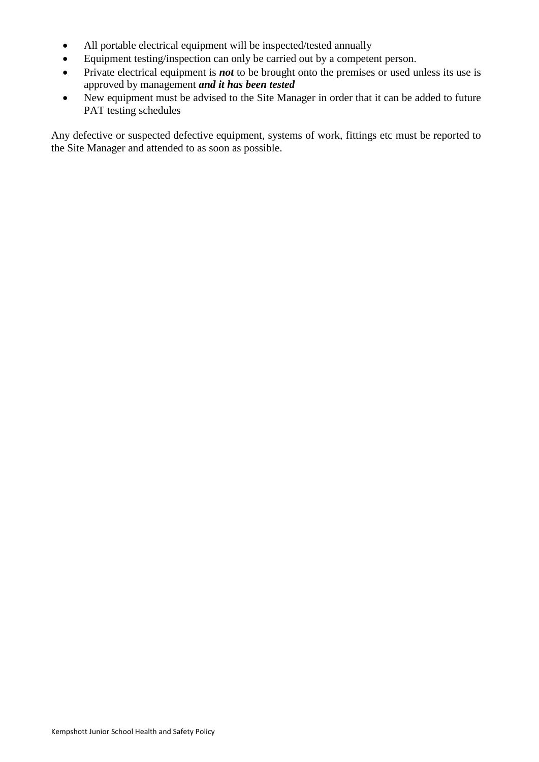- All portable electrical equipment will be inspected/tested annually
- Equipment testing/inspection can only be carried out by a competent person.
- Private electrical equipment is ***not*** to be brought onto the premises or used unless its use is approved by management ***and it has been tested***
- New equipment must be advised to the Site Manager in order that it can be added to future PAT testing schedules

Any defective or suspected defective equipment, systems of work, fittings etc must be reported to the Site Manager and attended to as soon as possible.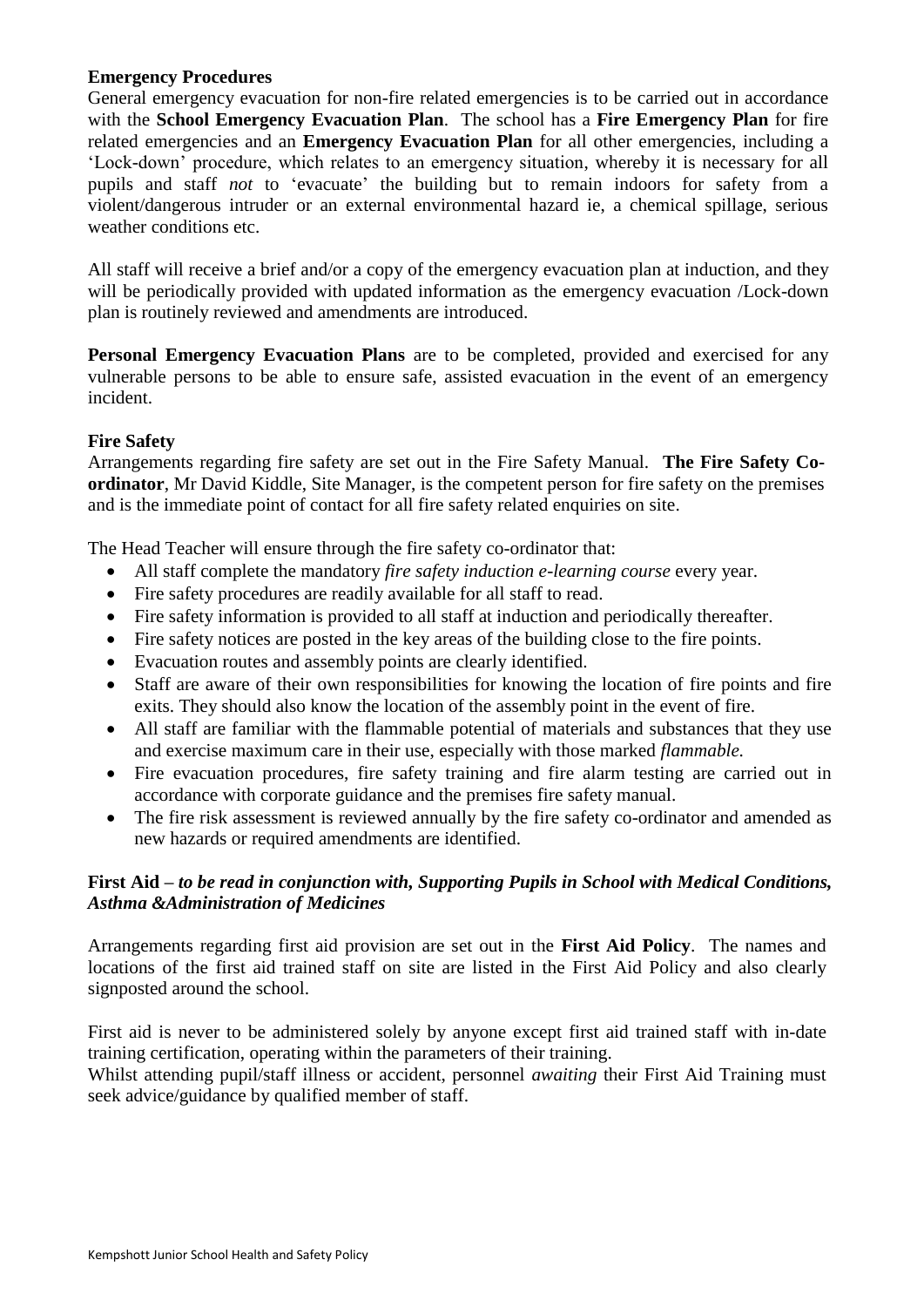**Emergency Procedures**

General emergency evacuation for non-fire related emergencies is to be carried out in accordance with the **School Emergency Evacuation Plan**. The school has a **Fire Emergency Plan** for fire related emergencies and an **Emergency Evacuation Plan** for all other emergencies, including a 'Lock-down' procedure, which relates to an emergency situation, whereby it is necessary for all pupils and staff *not* to 'evacuate' the building but to remain indoors for safety from a violent/dangerous intruder or an external environmental hazard ie, a chemical spillage, serious weather conditions etc.

All staff will receive a brief and/or a copy of the emergency evacuation plan at induction, and they will be periodically provided with updated information as the emergency evacuation /Lock-down plan is routinely reviewed and amendments are introduced.

**Personal Emergency Evacuation Plans** are to be completed, provided and exercised for any vulnerable persons to be able to ensure safe, assisted evacuation in the event of an emergency incident.

**Fire Safety**

Arrangements regarding fire safety are set out in the Fire Safety Manual. **The Fire Safety Co-ordinator**, Mr David Kiddle, Site Manager, is the competent person for fire safety on the premises and is the immediate point of contact for all fire safety related enquiries on site.

The Head Teacher will ensure through the fire safety co-ordinator that:

- All staff complete the mandatory *fire safety induction e-learning course* every year.
- Fire safety procedures are readily available for all staff to read.
- Fire safety information is provided to all staff at induction and periodically thereafter.
- Fire safety notices are posted in the key areas of the building close to the fire points.
- Evacuation routes and assembly points are clearly identified.
- Staff are aware of their own responsibilities for knowing the location of fire points and fire exits. They should also know the location of the assembly point in the event of fire.
- All staff are familiar with the flammable potential of materials and substances that they use and exercise maximum care in their use, especially with those marked *flammable.*
- Fire evacuation procedures, fire safety training and fire alarm testing are carried out in accordance with corporate guidance and the premises fire safety manual.
- The fire risk assessment is reviewed annually by the fire safety co-ordinator and amended as new hazards or required amendments are identified.

**First Aid –** ***to be read in conjunction with, Supporting Pupils in School with Medical Conditions, Asthma &Administration of Medicines***

Arrangements regarding first aid provision are set out in the **First Aid Policy**. The names and locations of the first aid trained staff on site are listed in the First Aid Policy and also clearly signposted around the school.

First aid is never to be administered solely by anyone except first aid trained staff with in-date training certification, operating within the parameters of their training.
Whilst attending pupil/staff illness or accident, personnel *awaiting* their First Aid Training must seek advice/guidance by qualified member of staff.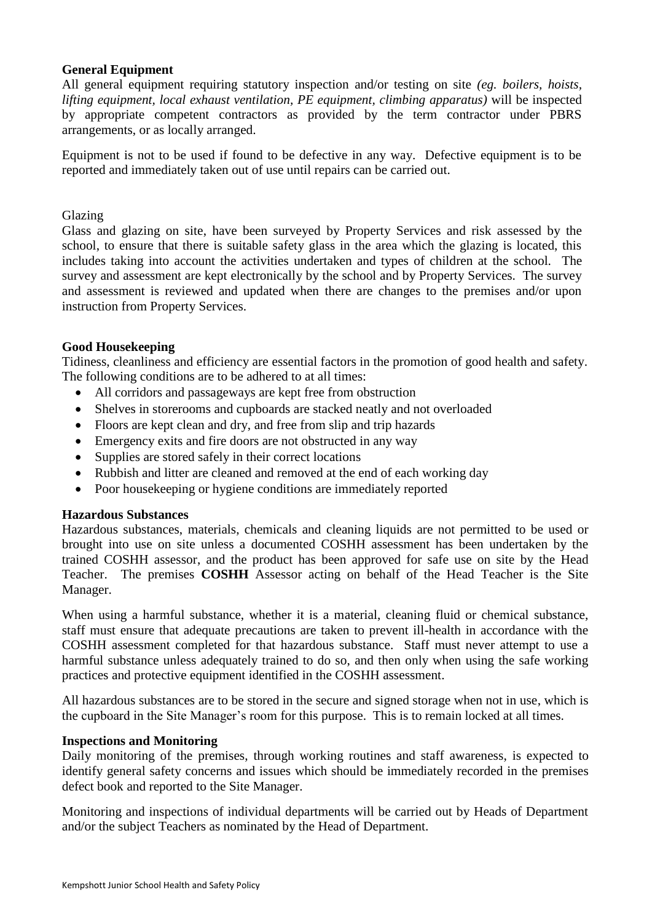**General Equipment**
All general equipment requiring statutory inspection and/or testing on site *(eg. boilers, hoists, lifting equipment, local exhaust ventilation, PE equipment, climbing apparatus)* will be inspected by appropriate competent contractors as provided by the term contractor under PBRS arrangements, or as locally arranged.

Equipment is not to be used if found to be defective in any way. Defective equipment is to be reported and immediately taken out of use until repairs can be carried out.

Glazing
Glass and glazing on site, have been surveyed by Property Services and risk assessed by the school, to ensure that there is suitable safety glass in the area which the glazing is located, this includes taking into account the activities undertaken and types of children at the school. The survey and assessment are kept electronically by the school and by Property Services. The survey and assessment is reviewed and updated when there are changes to the premises and/or upon instruction from Property Services.

**Good Housekeeping**
Tidiness, cleanliness and efficiency are essential factors in the promotion of good health and safety. The following conditions are to be adhered to at all times:

- All corridors and passageways are kept free from obstruction
- Shelves in storerooms and cupboards are stacked neatly and not overloaded
- Floors are kept clean and dry, and free from slip and trip hazards
- Emergency exits and fire doors are not obstructed in any way
- Supplies are stored safely in their correct locations
- Rubbish and litter are cleaned and removed at the end of each working day
- Poor housekeeping or hygiene conditions are immediately reported

**Hazardous Substances**
Hazardous substances, materials, chemicals and cleaning liquids are not permitted to be used or brought into use on site unless a documented COSHH assessment has been undertaken by the trained COSHH assessor, and the product has been approved for safe use on site by the Head Teacher. The premises **COSHH** Assessor acting on behalf of the Head Teacher is the Site Manager.

When using a harmful substance, whether it is a material, cleaning fluid or chemical substance, staff must ensure that adequate precautions are taken to prevent ill-health in accordance with the COSHH assessment completed for that hazardous substance. Staff must never attempt to use a harmful substance unless adequately trained to do so, and then only when using the safe working practices and protective equipment identified in the COSHH assessment.

All hazardous substances are to be stored in the secure and signed storage when not in use, which is the cupboard in the Site Manager's room for this purpose. This is to remain locked at all times.

**Inspections and Monitoring**
Daily monitoring of the premises, through working routines and staff awareness, is expected to identify general safety concerns and issues which should be immediately recorded in the premises defect book and reported to the Site Manager.

Monitoring and inspections of individual departments will be carried out by Heads of Department and/or the subject Teachers as nominated by the Head of Department.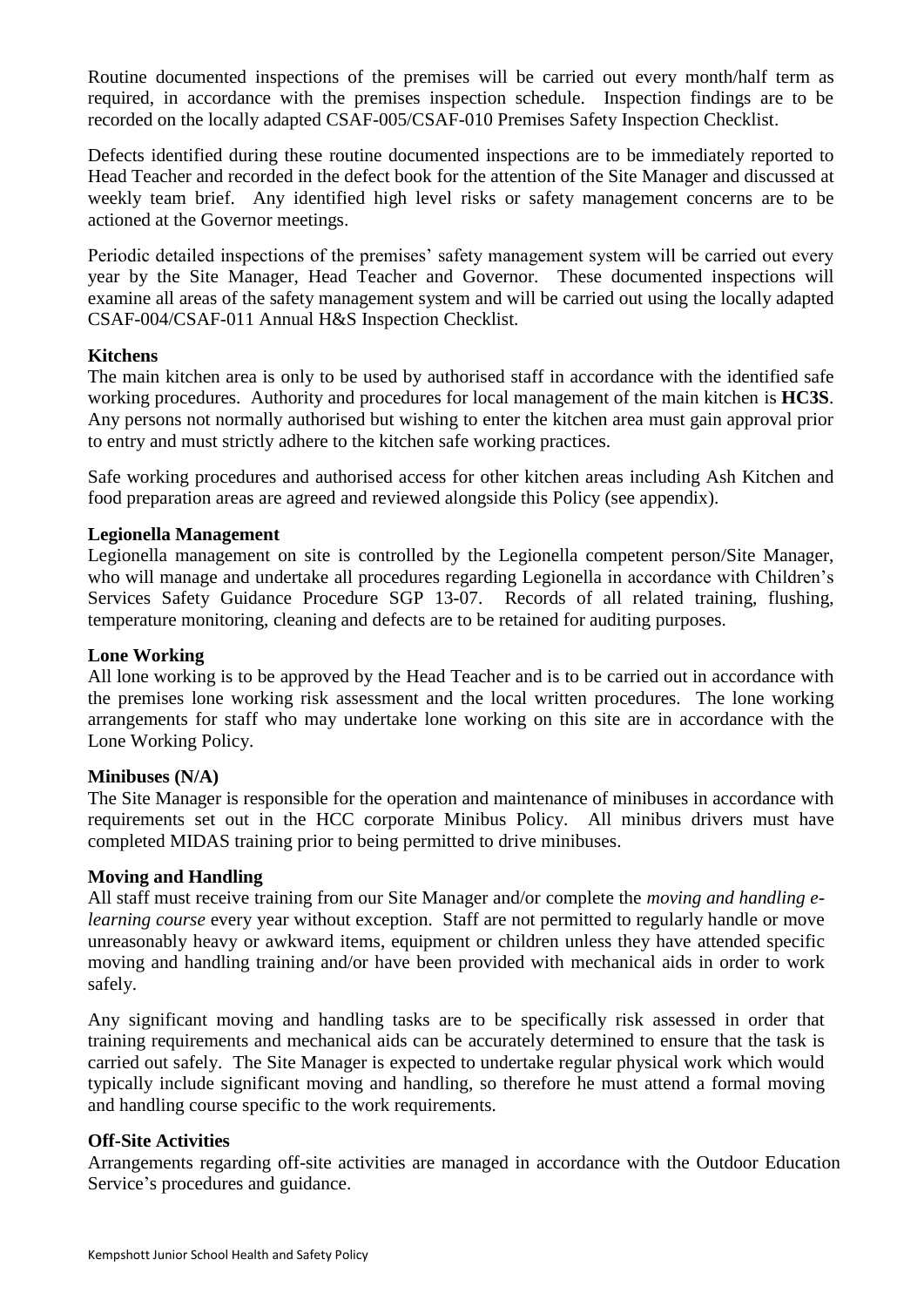Routine documented inspections of the premises will be carried out every month/half term as required, in accordance with the premises inspection schedule. Inspection findings are to be recorded on the locally adapted CSAF-005/CSAF-010 Premises Safety Inspection Checklist.

Defects identified during these routine documented inspections are to be immediately reported to Head Teacher and recorded in the defect book for the attention of the Site Manager and discussed at weekly team brief. Any identified high level risks or safety management concerns are to be actioned at the Governor meetings.

Periodic detailed inspections of the premises' safety management system will be carried out every year by the Site Manager, Head Teacher and Governor. These documented inspections will examine all areas of the safety management system and will be carried out using the locally adapted CSAF-004/CSAF-011 Annual H&S Inspection Checklist.

**Kitchens**

The main kitchen area is only to be used by authorised staff in accordance with the identified safe working procedures. Authority and procedures for local management of the main kitchen is **HC3S**. Any persons not normally authorised but wishing to enter the kitchen area must gain approval prior to entry and must strictly adhere to the kitchen safe working practices.

Safe working procedures and authorised access for other kitchen areas including Ash Kitchen and food preparation areas are agreed and reviewed alongside this Policy (see appendix).

**Legionella Management**

Legionella management on site is controlled by the Legionella competent person/Site Manager, who will manage and undertake all procedures regarding Legionella in accordance with Children's Services Safety Guidance Procedure SGP 13-07. Records of all related training, flushing, temperature monitoring, cleaning and defects are to be retained for auditing purposes.

**Lone Working**

All lone working is to be approved by the Head Teacher and is to be carried out in accordance with the premises lone working risk assessment and the local written procedures. The lone working arrangements for staff who may undertake lone working on this site are in accordance with the Lone Working Policy.

**Minibuses (N/A)**

The Site Manager is responsible for the operation and maintenance of minibuses in accordance with requirements set out in the HCC corporate Minibus Policy. All minibus drivers must have completed MIDAS training prior to being permitted to drive minibuses.

**Moving and Handling**

All staff must receive training from our Site Manager and/or complete the *moving and handling e-learning course* every year without exception. Staff are not permitted to regularly handle or move unreasonably heavy or awkward items, equipment or children unless they have attended specific moving and handling training and/or have been provided with mechanical aids in order to work safely.

Any significant moving and handling tasks are to be specifically risk assessed in order that training requirements and mechanical aids can be accurately determined to ensure that the task is carried out safely. The Site Manager is expected to undertake regular physical work which would typically include significant moving and handling, so therefore he must attend a formal moving and handling course specific to the work requirements.

**Off-Site Activities**

Arrangements regarding off-site activities are managed in accordance with the Outdoor Education Service's procedures and guidance.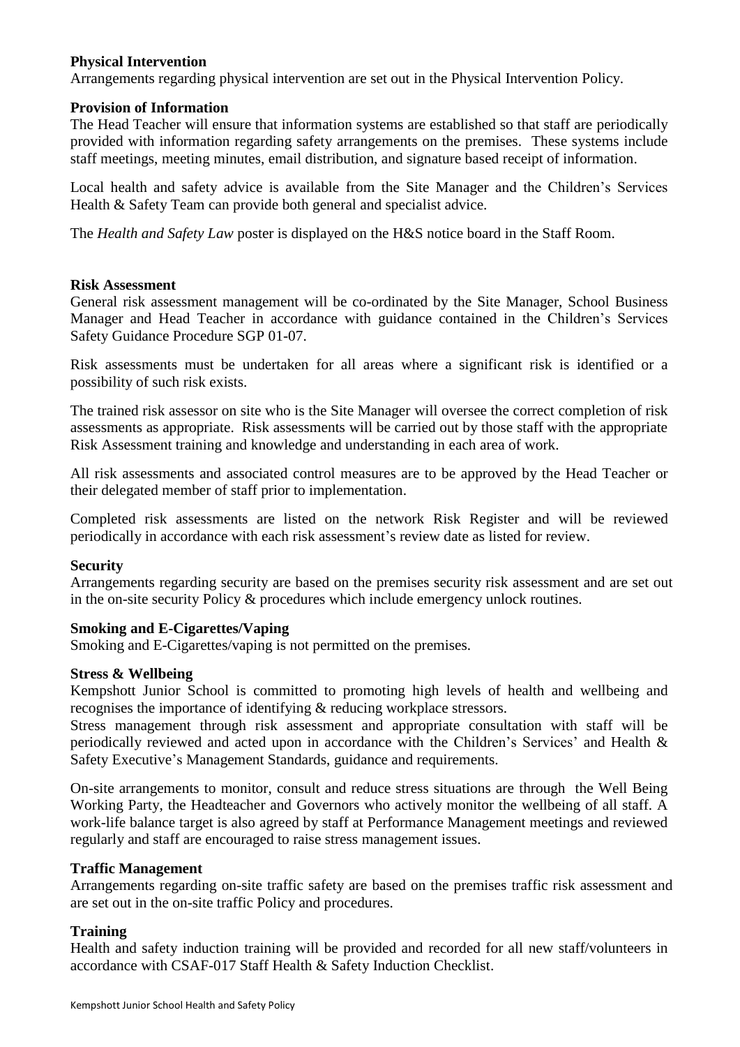**Physical Intervention**

Arrangements regarding physical intervention are set out in the Physical Intervention Policy.

**Provision of Information**

The Head Teacher will ensure that information systems are established so that staff are periodically provided with information regarding safety arrangements on the premises. These systems include staff meetings, meeting minutes, email distribution, and signature based receipt of information.

Local health and safety advice is available from the Site Manager and the Children's Services Health & Safety Team can provide both general and specialist advice.

The *Health and Safety Law* poster is displayed on the H&S notice board in the Staff Room.

**Risk Assessment**

General risk assessment management will be co-ordinated by the Site Manager, School Business Manager and Head Teacher in accordance with guidance contained in the Children's Services Safety Guidance Procedure SGP 01-07.

Risk assessments must be undertaken for all areas where a significant risk is identified or a possibility of such risk exists.

The trained risk assessor on site who is the Site Manager will oversee the correct completion of risk assessments as appropriate. Risk assessments will be carried out by those staff with the appropriate Risk Assessment training and knowledge and understanding in each area of work.

All risk assessments and associated control measures are to be approved by the Head Teacher or their delegated member of staff prior to implementation.

Completed risk assessments are listed on the network Risk Register and will be reviewed periodically in accordance with each risk assessment's review date as listed for review.

**Security**

Arrangements regarding security are based on the premises security risk assessment and are set out in the on-site security Policy & procedures which include emergency unlock routines.

**Smoking and E-Cigarettes/Vaping**

Smoking and E-Cigarettes/vaping is not permitted on the premises.

**Stress & Wellbeing**

Kempshott Junior School is committed to promoting high levels of health and wellbeing and recognises the importance of identifying & reducing workplace stressors.

Stress management through risk assessment and appropriate consultation with staff will be periodically reviewed and acted upon in accordance with the Children's Services' and Health & Safety Executive's Management Standards, guidance and requirements.

On-site arrangements to monitor, consult and reduce stress situations are through the Well Being Working Party, the Headteacher and Governors who actively monitor the wellbeing of all staff. A work-life balance target is also agreed by staff at Performance Management meetings and reviewed regularly and staff are encouraged to raise stress management issues.

**Traffic Management**

Arrangements regarding on-site traffic safety are based on the premises traffic risk assessment and are set out in the on-site traffic Policy and procedures.

**Training**

Health and safety induction training will be provided and recorded for all new staff/volunteers in accordance with CSAF-017 Staff Health & Safety Induction Checklist.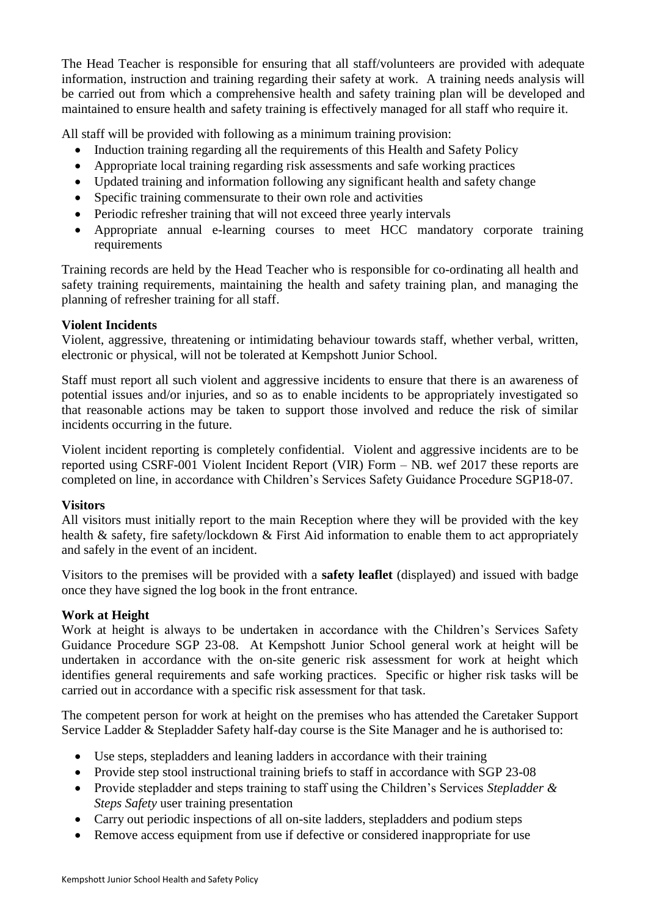The Head Teacher is responsible for ensuring that all staff/volunteers are provided with adequate information, instruction and training regarding their safety at work. A training needs analysis will be carried out from which a comprehensive health and safety training plan will be developed and maintained to ensure health and safety training is effectively managed for all staff who require it.

All staff will be provided with following as a minimum training provision:

- Induction training regarding all the requirements of this Health and Safety Policy
- Appropriate local training regarding risk assessments and safe working practices
- Updated training and information following any significant health and safety change
- Specific training commensurate to their own role and activities
- Periodic refresher training that will not exceed three yearly intervals
- Appropriate annual e-learning courses to meet HCC mandatory corporate training requirements

Training records are held by the Head Teacher who is responsible for co-ordinating all health and safety training requirements, maintaining the health and safety training plan, and managing the planning of refresher training for all staff.

**Violent Incidents**

Violent, aggressive, threatening or intimidating behaviour towards staff, whether verbal, written, electronic or physical, will not be tolerated at Kempshott Junior School.

Staff must report all such violent and aggressive incidents to ensure that there is an awareness of potential issues and/or injuries, and so as to enable incidents to be appropriately investigated so that reasonable actions may be taken to support those involved and reduce the risk of similar incidents occurring in the future.

Violent incident reporting is completely confidential. Violent and aggressive incidents are to be reported using CSRF-001 Violent Incident Report (VIR) Form – NB. wef 2017 these reports are completed on line, in accordance with Children's Services Safety Guidance Procedure SGP18-07.

**Visitors**

All visitors must initially report to the main Reception where they will be provided with the key health & safety, fire safety/lockdown & First Aid information to enable them to act appropriately and safely in the event of an incident.

Visitors to the premises will be provided with a **safety leaflet** (displayed) and issued with badge once they have signed the log book in the front entrance.

**Work at Height**

Work at height is always to be undertaken in accordance with the Children's Services Safety Guidance Procedure SGP 23-08. At Kempshott Junior School general work at height will be undertaken in accordance with the on-site generic risk assessment for work at height which identifies general requirements and safe working practices. Specific or higher risk tasks will be carried out in accordance with a specific risk assessment for that task.

The competent person for work at height on the premises who has attended the Caretaker Support Service Ladder & Stepladder Safety half-day course is the Site Manager and he is authorised to:

- Use steps, stepladders and leaning ladders in accordance with their training
- Provide step stool instructional training briefs to staff in accordance with SGP 23-08
- Provide stepladder and steps training to staff using the Children's Services *Stepladder & Steps Safety* user training presentation
- Carry out periodic inspections of all on-site ladders, stepladders and podium steps
- Remove access equipment from use if defective or considered inappropriate for use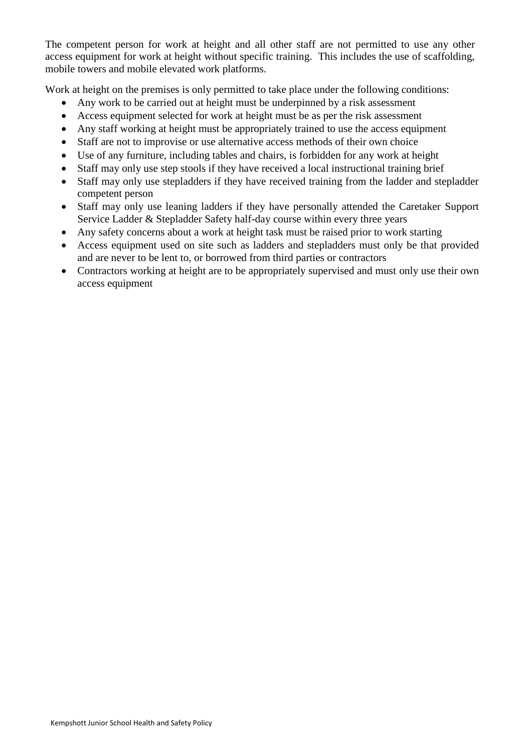The competent person for work at height and all other staff are not permitted to use any other access equipment for work at height without specific training. This includes the use of scaffolding, mobile towers and mobile elevated work platforms.

Work at height on the premises is only permitted to take place under the following conditions:

- Any work to be carried out at height must be underpinned by a risk assessment
- Access equipment selected for work at height must be as per the risk assessment
- Any staff working at height must be appropriately trained to use the access equipment
- Staff are not to improvise or use alternative access methods of their own choice
- Use of any furniture, including tables and chairs, is forbidden for any work at height
- Staff may only use step stools if they have received a local instructional training brief
- Staff may only use stepladders if they have received training from the ladder and stepladder competent person
- Staff may only use leaning ladders if they have personally attended the Caretaker Support Service Ladder & Stepladder Safety half-day course within every three years
- Any safety concerns about a work at height task must be raised prior to work starting
- Access equipment used on site such as ladders and stepladders must only be that provided and are never to be lent to, or borrowed from third parties or contractors
- Contractors working at height are to be appropriately supervised and must only use their own access equipment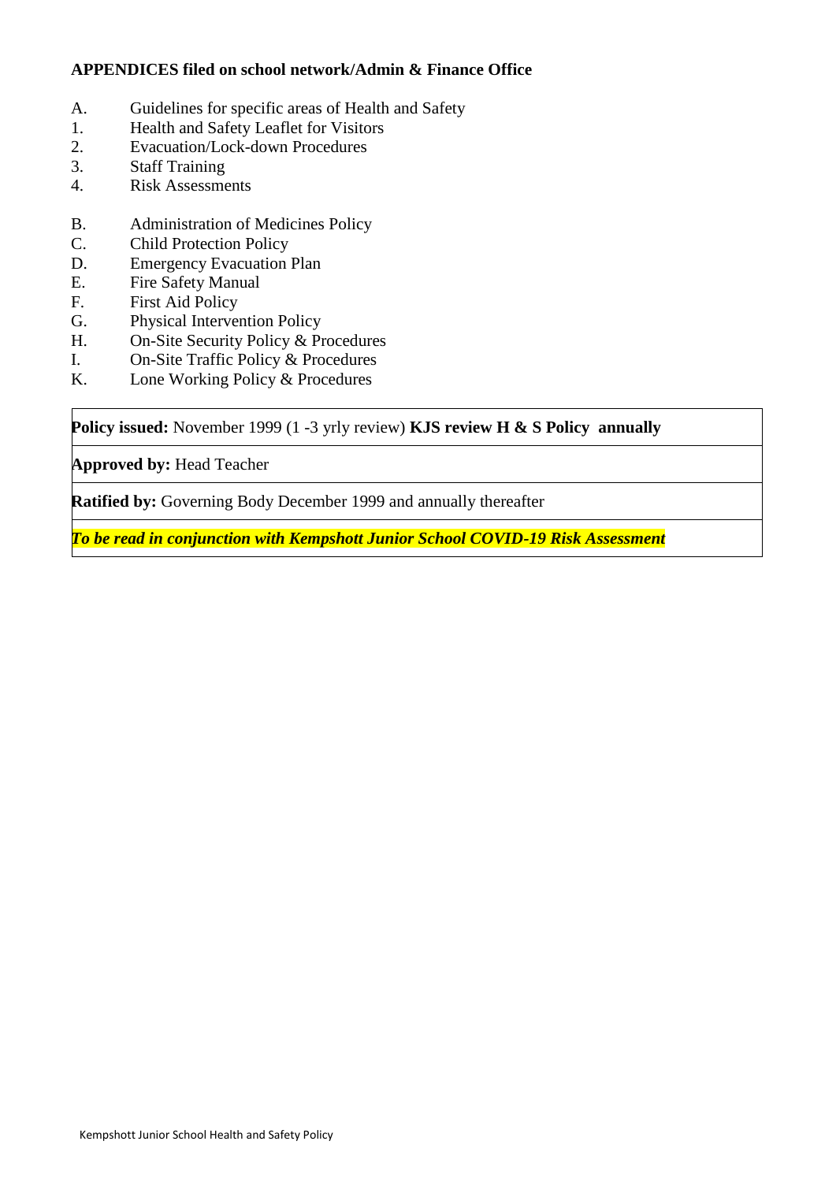**APPENDICES filed on school network/Admin & Finance Office**

A. Guidelines for specific areas of Health and Safety
1. Health and Safety Leaflet for Visitors
2. Evacuation/Lock-down Procedures
3. Staff Training
4. Risk Assessments

B. Administration of Medicines Policy
C. Child Protection Policy
D. Emergency Evacuation Plan
E. Fire Safety Manual
F. First Aid Policy
G. Physical Intervention Policy
H. On-Site Security Policy & Procedures
I. On-Site Traffic Policy & Procedures
K. Lone Working Policy & Procedures

| **Policy issued:** November 1999 (1 -3 yrly review) **KJS review H & S Policy annually** |
|---|
| **Approved by:** Head Teacher |
| **Ratified by:** Governing Body December 1999 and annually thereafter |
| ***To be read in conjunction with Kempshott Junior School COVID-19 Risk Assessment*** |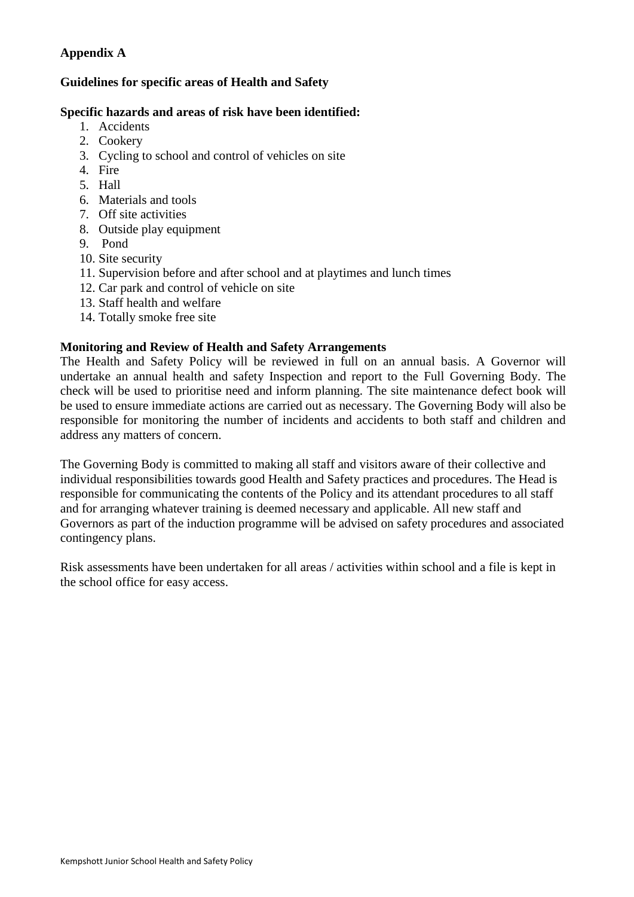**Appendix A**

**Guidelines for specific areas of Health and Safety**

**Specific hazards and areas of risk have been identified:**

1. Accidents
2. Cookery
3. Cycling to school and control of vehicles on site
4. Fire
5. Hall
6. Materials and tools
7. Off site activities
8. Outside play equipment
9. Pond
10. Site security
11. Supervision before and after school and at playtimes and lunch times
12. Car park and control of vehicle on site
13. Staff health and welfare
14. Totally smoke free site

**Monitoring and Review of Health and Safety Arrangements**

The Health and Safety Policy will be reviewed in full on an annual basis. A Governor will undertake an annual health and safety Inspection and report to the Full Governing Body. The check will be used to prioritise need and inform planning. The site maintenance defect book will be used to ensure immediate actions are carried out as necessary. The Governing Body will also be responsible for monitoring the number of incidents and accidents to both staff and children and address any matters of concern.

The Governing Body is committed to making all staff and visitors aware of their collective and individual responsibilities towards good Health and Safety practices and procedures. The Head is responsible for communicating the contents of the Policy and its attendant procedures to all staff and for arranging whatever training is deemed necessary and applicable. All new staff and Governors as part of the induction programme will be advised on safety procedures and associated contingency plans.

Risk assessments have been undertaken for all areas / activities within school and a file is kept in the school office for easy access.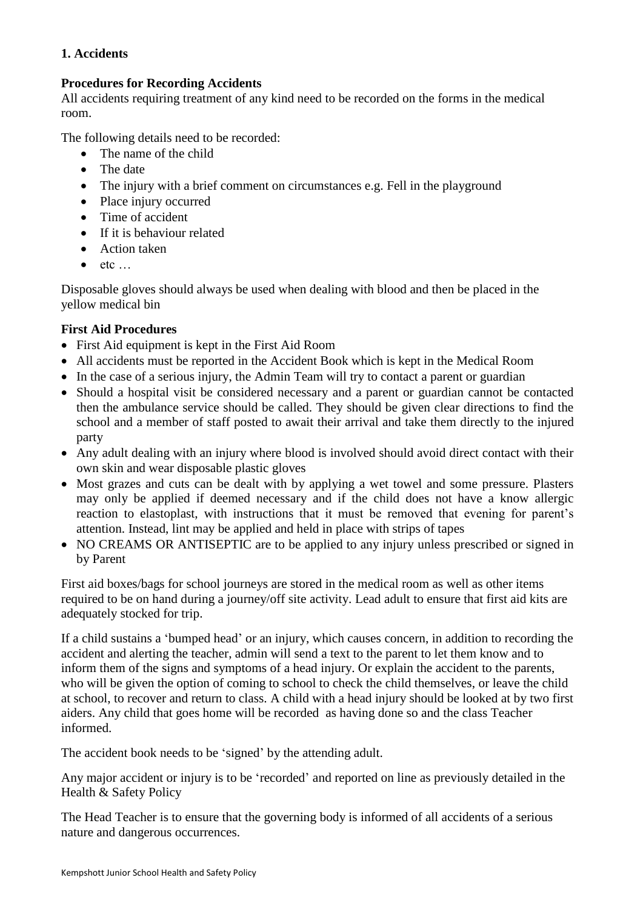### 1. Accidents

**Procedures for Recording Accidents**

All accidents requiring treatment of any kind need to be recorded on the forms in the medical room.

The following details need to be recorded:

- The name of the child
- The date
- The injury with a brief comment on circumstances e.g. Fell in the playground
- Place injury occurred
- Time of accident
- If it is behaviour related
- Action taken
- etc …

Disposable gloves should always be used when dealing with blood and then be placed in the yellow medical bin

**First Aid Procedures**

- First Aid equipment is kept in the First Aid Room
- All accidents must be reported in the Accident Book which is kept in the Medical Room
- In the case of a serious injury, the Admin Team will try to contact a parent or guardian
- Should a hospital visit be considered necessary and a parent or guardian cannot be contacted then the ambulance service should be called. They should be given clear directions to find the school and a member of staff posted to await their arrival and take them directly to the injured party
- Any adult dealing with an injury where blood is involved should avoid direct contact with their own skin and wear disposable plastic gloves
- Most grazes and cuts can be dealt with by applying a wet towel and some pressure. Plasters may only be applied if deemed necessary and if the child does not have a know allergic reaction to elastoplast, with instructions that it must be removed that evening for parent's attention. Instead, lint may be applied and held in place with strips of tapes
- NO CREAMS OR ANTISEPTIC are to be applied to any injury unless prescribed or signed in by Parent

First aid boxes/bags for school journeys are stored in the medical room as well as other items required to be on hand during a journey/off site activity. Lead adult to ensure that first aid kits are adequately stocked for trip.

If a child sustains a 'bumped head' or an injury, which causes concern, in addition to recording the accident and alerting the teacher, admin will send a text to the parent to let them know and to inform them of the signs and symptoms of a head injury. Or explain the accident to the parents, who will be given the option of coming to school to check the child themselves, or leave the child at school, to recover and return to class. A child with a head injury should be looked at by two first aiders. Any child that goes home will be recorded as having done so and the class Teacher informed.

The accident book needs to be 'signed' by the attending adult.

Any major accident or injury is to be 'recorded' and reported on line as previously detailed in the Health & Safety Policy

The Head Teacher is to ensure that the governing body is informed of all accidents of a serious nature and dangerous occurrences.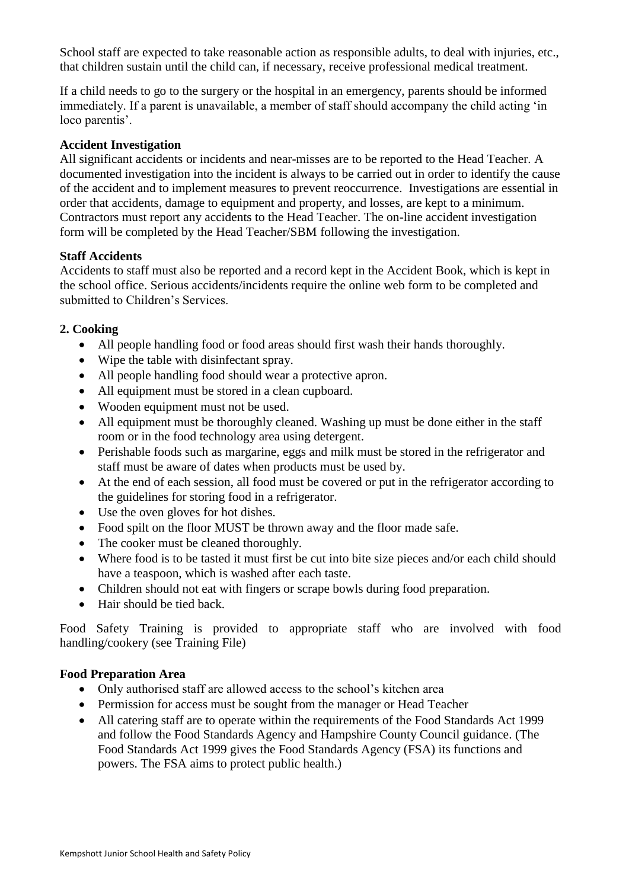School staff are expected to take reasonable action as responsible adults, to deal with injuries, etc., that children sustain until the child can, if necessary, receive professional medical treatment.

If a child needs to go to the surgery or the hospital in an emergency, parents should be informed immediately. If a parent is unavailable, a member of staff should accompany the child acting 'in loco parentis'.

**Accident Investigation**
All significant accidents or incidents and near-misses are to be reported to the Head Teacher. A documented investigation into the incident is always to be carried out in order to identify the cause of the accident and to implement measures to prevent reoccurrence. Investigations are essential in order that accidents, damage to equipment and property, and losses, are kept to a minimum. Contractors must report any accidents to the Head Teacher. The on-line accident investigation form will be completed by the Head Teacher/SBM following the investigation.

**Staff Accidents**
Accidents to staff must also be reported and a record kept in the Accident Book, which is kept in the school office. Serious accidents/incidents require the online web form to be completed and submitted to Children's Services.

**2. Cooking**

- All people handling food or food areas should first wash their hands thoroughly.
- Wipe the table with disinfectant spray.
- All people handling food should wear a protective apron.
- All equipment must be stored in a clean cupboard.
- Wooden equipment must not be used.
- All equipment must be thoroughly cleaned. Washing up must be done either in the staff room or in the food technology area using detergent.
- Perishable foods such as margarine, eggs and milk must be stored in the refrigerator and staff must be aware of dates when products must be used by.
- At the end of each session, all food must be covered or put in the refrigerator according to the guidelines for storing food in a refrigerator.
- Use the oven gloves for hot dishes.
- Food spilt on the floor MUST be thrown away and the floor made safe.
- The cooker must be cleaned thoroughly.
- Where food is to be tasted it must first be cut into bite size pieces and/or each child should have a teaspoon, which is washed after each taste.
- Children should not eat with fingers or scrape bowls during food preparation.
- Hair should be tied back.

Food Safety Training is provided to appropriate staff who are involved with food handling/cookery (see Training File)

**Food Preparation Area**

- Only authorised staff are allowed access to the school's kitchen area
- Permission for access must be sought from the manager or Head Teacher
- All catering staff are to operate within the requirements of the Food Standards Act 1999 and follow the Food Standards Agency and Hampshire County Council guidance. (The Food Standards Act 1999 gives the Food Standards Agency (FSA) its functions and powers. The FSA aims to protect public health.)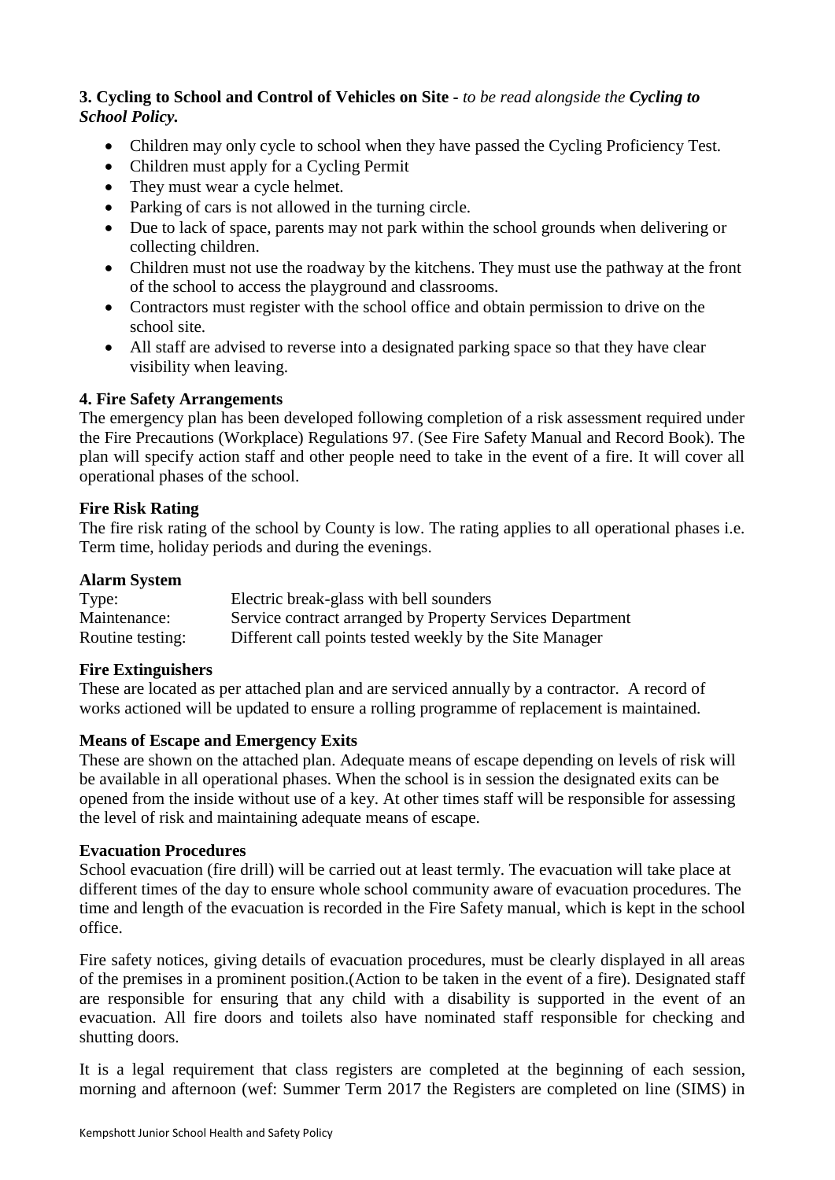**3. Cycling to School and Control of Vehicles on Site -** *to be read alongside the* ***Cycling to School Policy.***

- Children may only cycle to school when they have passed the Cycling Proficiency Test.
- Children must apply for a Cycling Permit
- They must wear a cycle helmet.
- Parking of cars is not allowed in the turning circle.
- Due to lack of space, parents may not park within the school grounds when delivering or collecting children.
- Children must not use the roadway by the kitchens. They must use the pathway at the front of the school to access the playground and classrooms.
- Contractors must register with the school office and obtain permission to drive on the school site.
- All staff are advised to reverse into a designated parking space so that they have clear visibility when leaving.

**4. Fire Safety Arrangements**

The emergency plan has been developed following completion of a risk assessment required under the Fire Precautions (Workplace) Regulations 97. (See Fire Safety Manual and Record Book). The plan will specify action staff and other people need to take in the event of a fire. It will cover all operational phases of the school.

**Fire Risk Rating**

The fire risk rating of the school by County is low. The rating applies to all operational phases i.e. Term time, holiday periods and during the evenings.

**Alarm System**

| | |
|---|---|
| Type: | Electric break-glass with bell sounders |
| Maintenance: | Service contract arranged by Property Services Department |
| Routine testing: | Different call points tested weekly by the Site Manager |

**Fire Extinguishers**

These are located as per attached plan and are serviced annually by a contractor. A record of works actioned will be updated to ensure a rolling programme of replacement is maintained.

**Means of Escape and Emergency Exits**

These are shown on the attached plan. Adequate means of escape depending on levels of risk will be available in all operational phases. When the school is in session the designated exits can be opened from the inside without use of a key. At other times staff will be responsible for assessing the level of risk and maintaining adequate means of escape.

**Evacuation Procedures**

School evacuation (fire drill) will be carried out at least termly. The evacuation will take place at different times of the day to ensure whole school community aware of evacuation procedures. The time and length of the evacuation is recorded in the Fire Safety manual, which is kept in the school office.

Fire safety notices, giving details of evacuation procedures, must be clearly displayed in all areas of the premises in a prominent position.(Action to be taken in the event of a fire). Designated staff are responsible for ensuring that any child with a disability is supported in the event of an evacuation. All fire doors and toilets also have nominated staff responsible for checking and shutting doors.

It is a legal requirement that class registers are completed at the beginning of each session, morning and afternoon (wef: Summer Term 2017 the Registers are completed on line (SIMS) in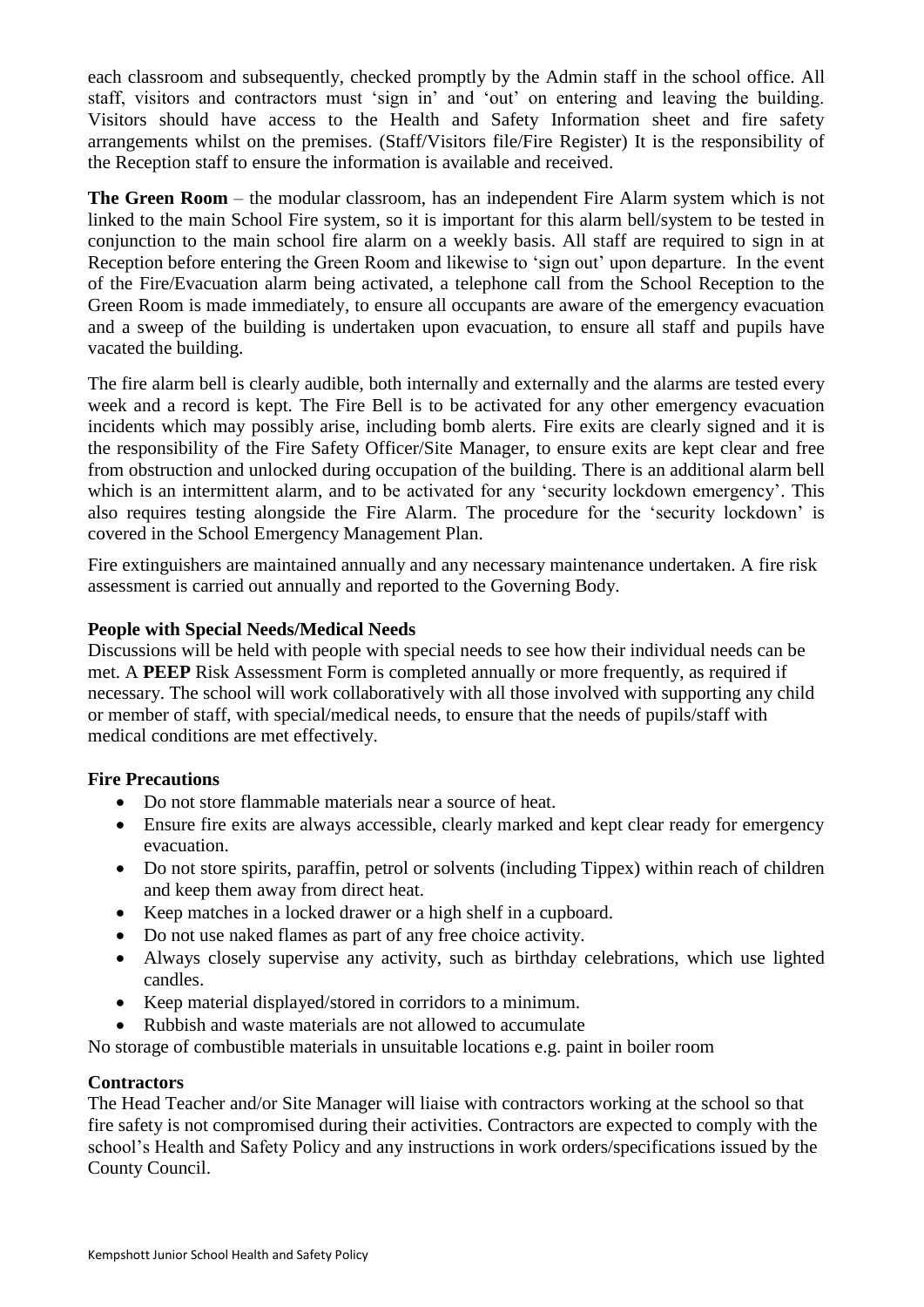each classroom and subsequently, checked promptly by the Admin staff in the school office. All staff, visitors and contractors must 'sign in' and 'out' on entering and leaving the building. Visitors should have access to the Health and Safety Information sheet and fire safety arrangements whilst on the premises. (Staff/Visitors file/Fire Register) It is the responsibility of the Reception staff to ensure the information is available and received.

**The Green Room** – the modular classroom, has an independent Fire Alarm system which is not linked to the main School Fire system, so it is important for this alarm bell/system to be tested in conjunction to the main school fire alarm on a weekly basis. All staff are required to sign in at Reception before entering the Green Room and likewise to 'sign out' upon departure. In the event of the Fire/Evacuation alarm being activated, a telephone call from the School Reception to the Green Room is made immediately, to ensure all occupants are aware of the emergency evacuation and a sweep of the building is undertaken upon evacuation, to ensure all staff and pupils have vacated the building.

The fire alarm bell is clearly audible, both internally and externally and the alarms are tested every week and a record is kept. The Fire Bell is to be activated for any other emergency evacuation incidents which may possibly arise, including bomb alerts. Fire exits are clearly signed and it is the responsibility of the Fire Safety Officer/Site Manager, to ensure exits are kept clear and free from obstruction and unlocked during occupation of the building. There is an additional alarm bell which is an intermittent alarm, and to be activated for any 'security lockdown emergency'. This also requires testing alongside the Fire Alarm. The procedure for the 'security lockdown' is covered in the School Emergency Management Plan.

Fire extinguishers are maintained annually and any necessary maintenance undertaken. A fire risk assessment is carried out annually and reported to the Governing Body.

**People with Special Needs/Medical Needs**

Discussions will be held with people with special needs to see how their individual needs can be met. A **PEEP** Risk Assessment Form is completed annually or more frequently, as required if necessary. The school will work collaboratively with all those involved with supporting any child or member of staff, with special/medical needs, to ensure that the needs of pupils/staff with medical conditions are met effectively.

**Fire Precautions**

- Do not store flammable materials near a source of heat.
- Ensure fire exits are always accessible, clearly marked and kept clear ready for emergency evacuation.
- Do not store spirits, paraffin, petrol or solvents (including Tippex) within reach of children and keep them away from direct heat.
- Keep matches in a locked drawer or a high shelf in a cupboard.
- Do not use naked flames as part of any free choice activity.
- Always closely supervise any activity, such as birthday celebrations, which use lighted candles.
- Keep material displayed/stored in corridors to a minimum.
- Rubbish and waste materials are not allowed to accumulate

No storage of combustible materials in unsuitable locations e.g. paint in boiler room

**Contractors**

The Head Teacher and/or Site Manager will liaise with contractors working at the school so that fire safety is not compromised during their activities. Contractors are expected to comply with the school's Health and Safety Policy and any instructions in work orders/specifications issued by the County Council.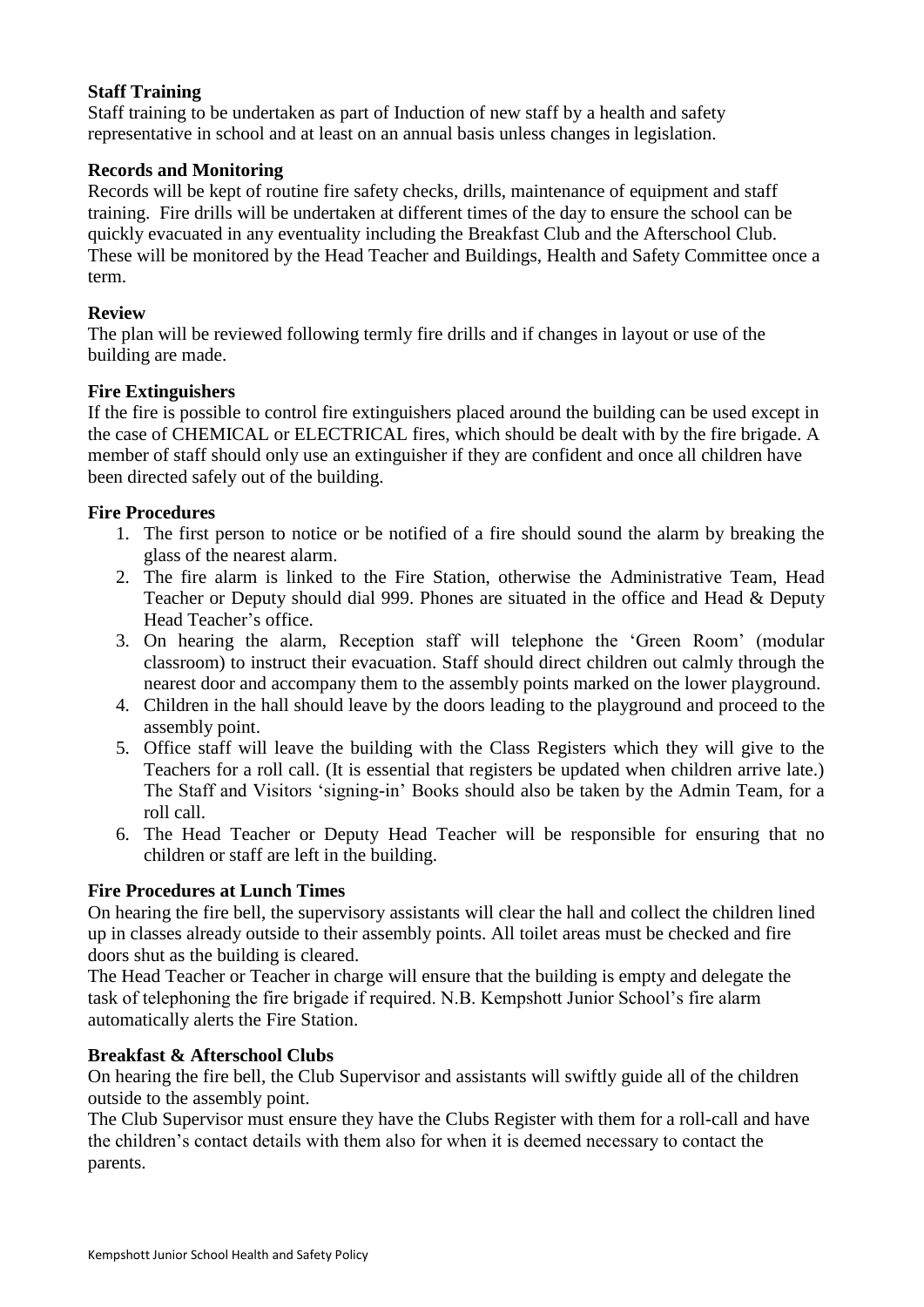**Staff Training**

Staff training to be undertaken as part of Induction of new staff by a health and safety representative in school and at least on an annual basis unless changes in legislation.

**Records and Monitoring**

Records will be kept of routine fire safety checks, drills, maintenance of equipment and staff training. Fire drills will be undertaken at different times of the day to ensure the school can be quickly evacuated in any eventuality including the Breakfast Club and the Afterschool Club. These will be monitored by the Head Teacher and Buildings, Health and Safety Committee once a term.

**Review**

The plan will be reviewed following termly fire drills and if changes in layout or use of the building are made.

**Fire Extinguishers**

If the fire is possible to control fire extinguishers placed around the building can be used except in the case of CHEMICAL or ELECTRICAL fires, which should be dealt with by the fire brigade. A member of staff should only use an extinguisher if they are confident and once all children have been directed safely out of the building.

**Fire Procedures**

1. The first person to notice or be notified of a fire should sound the alarm by breaking the glass of the nearest alarm.
2. The fire alarm is linked to the Fire Station, otherwise the Administrative Team, Head Teacher or Deputy should dial 999. Phones are situated in the office and Head & Deputy Head Teacher's office.
3. On hearing the alarm, Reception staff will telephone the 'Green Room' (modular classroom) to instruct their evacuation. Staff should direct children out calmly through the nearest door and accompany them to the assembly points marked on the lower playground.
4. Children in the hall should leave by the doors leading to the playground and proceed to the assembly point.
5. Office staff will leave the building with the Class Registers which they will give to the Teachers for a roll call. (It is essential that registers be updated when children arrive late.) The Staff and Visitors 'signing-in' Books should also be taken by the Admin Team, for a roll call.
6. The Head Teacher or Deputy Head Teacher will be responsible for ensuring that no children or staff are left in the building.

**Fire Procedures at Lunch Times**

On hearing the fire bell, the supervisory assistants will clear the hall and collect the children lined up in classes already outside to their assembly points. All toilet areas must be checked and fire doors shut as the building is cleared.

The Head Teacher or Teacher in charge will ensure that the building is empty and delegate the task of telephoning the fire brigade if required. N.B. Kempshott Junior School's fire alarm automatically alerts the Fire Station.

**Breakfast & Afterschool Clubs**

On hearing the fire bell, the Club Supervisor and assistants will swiftly guide all of the children outside to the assembly point.

The Club Supervisor must ensure they have the Clubs Register with them for a roll-call and have the children's contact details with them also for when it is deemed necessary to contact the parents.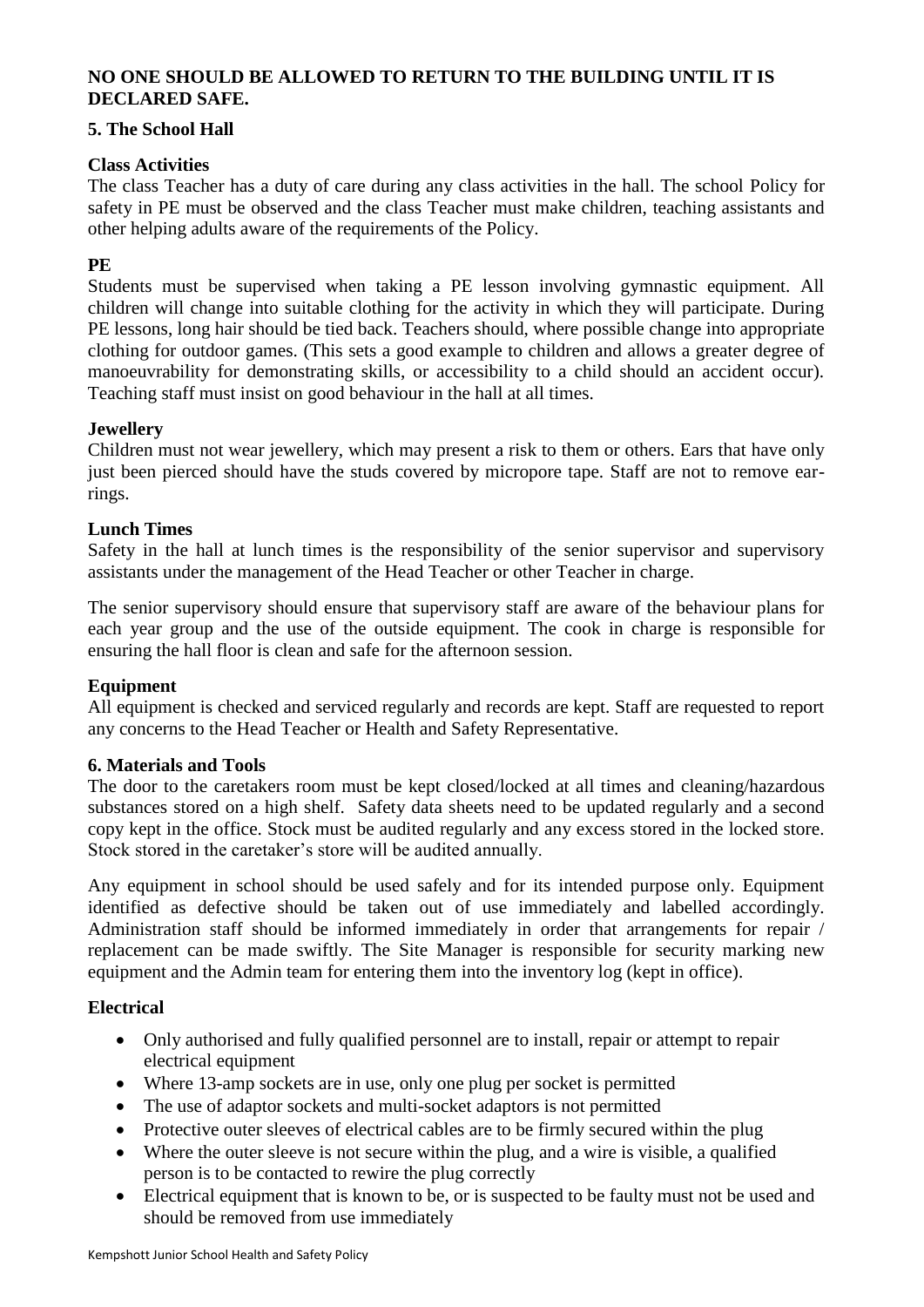**NO ONE SHOULD BE ALLOWED TO RETURN TO THE BUILDING UNTIL IT IS DECLARED SAFE.**

## 5. The School Hall

### Class Activities

The class Teacher has a duty of care during any class activities in the hall. The school Policy for safety in PE must be observed and the class Teacher must make children, teaching assistants and other helping adults aware of the requirements of the Policy.

### PE

Students must be supervised when taking a PE lesson involving gymnastic equipment. All children will change into suitable clothing for the activity in which they will participate. During PE lessons, long hair should be tied back. Teachers should, where possible change into appropriate clothing for outdoor games. (This sets a good example to children and allows a greater degree of manoeuvrability for demonstrating skills, or accessibility to a child should an accident occur). Teaching staff must insist on good behaviour in the hall at all times.

### Jewellery

Children must not wear jewellery, which may present a risk to them or others. Ears that have only just been pierced should have the studs covered by micropore tape. Staff are not to remove ear-rings.

### Lunch Times

Safety in the hall at lunch times is the responsibility of the senior supervisor and supervisory assistants under the management of the Head Teacher or other Teacher in charge.

The senior supervisory should ensure that supervisory staff are aware of the behaviour plans for each year group and the use of the outside equipment. The cook in charge is responsible for ensuring the hall floor is clean and safe for the afternoon session.

### Equipment

All equipment is checked and serviced regularly and records are kept. Staff are requested to report any concerns to the Head Teacher or Health and Safety Representative.

## 6. Materials and Tools

The door to the caretakers room must be kept closed/locked at all times and cleaning/hazardous substances stored on a high shelf. Safety data sheets need to be updated regularly and a second copy kept in the office. Stock must be audited regularly and any excess stored in the locked store. Stock stored in the caretaker's store will be audited annually.

Any equipment in school should be used safely and for its intended purpose only. Equipment identified as defective should be taken out of use immediately and labelled accordingly. Administration staff should be informed immediately in order that arrangements for repair / replacement can be made swiftly. The Site Manager is responsible for security marking new equipment and the Admin team for entering them into the inventory log (kept in office).

### Electrical

- Only authorised and fully qualified personnel are to install, repair or attempt to repair electrical equipment
- Where 13-amp sockets are in use, only one plug per socket is permitted
- The use of adaptor sockets and multi-socket adaptors is not permitted
- Protective outer sleeves of electrical cables are to be firmly secured within the plug
- Where the outer sleeve is not secure within the plug, and a wire is visible, a qualified person is to be contacted to rewire the plug correctly
- Electrical equipment that is known to be, or is suspected to be faulty must not be used and should be removed from use immediately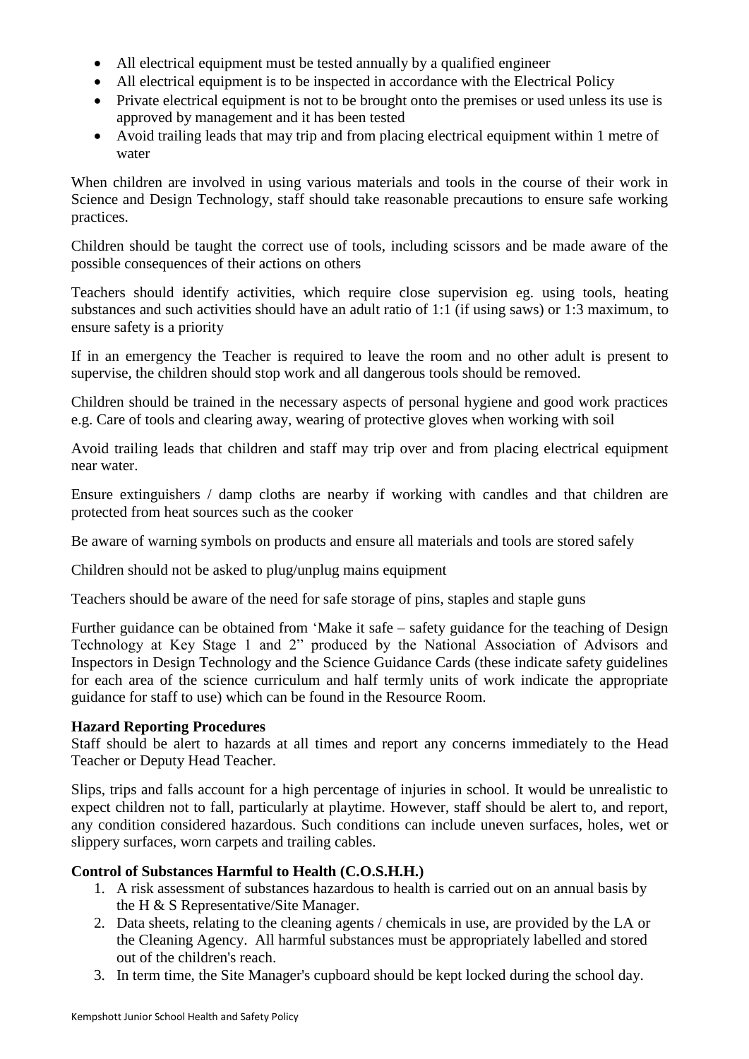- All electrical equipment must be tested annually by a qualified engineer
- All electrical equipment is to be inspected in accordance with the Electrical Policy
- Private electrical equipment is not to be brought onto the premises or used unless its use is approved by management and it has been tested
- Avoid trailing leads that may trip and from placing electrical equipment within 1 metre of water

When children are involved in using various materials and tools in the course of their work in Science and Design Technology, staff should take reasonable precautions to ensure safe working practices.

Children should be taught the correct use of tools, including scissors and be made aware of the possible consequences of their actions on others

Teachers should identify activities, which require close supervision eg. using tools, heating substances and such activities should have an adult ratio of 1:1 (if using saws) or 1:3 maximum, to ensure safety is a priority

If in an emergency the Teacher is required to leave the room and no other adult is present to supervise, the children should stop work and all dangerous tools should be removed.

Children should be trained in the necessary aspects of personal hygiene and good work practices e.g. Care of tools and clearing away, wearing of protective gloves when working with soil

Avoid trailing leads that children and staff may trip over and from placing electrical equipment near water.

Ensure extinguishers / damp cloths are nearby if working with candles and that children are protected from heat sources such as the cooker

Be aware of warning symbols on products and ensure all materials and tools are stored safely

Children should not be asked to plug/unplug mains equipment

Teachers should be aware of the need for safe storage of pins, staples and staple guns

Further guidance can be obtained from 'Make it safe – safety guidance for the teaching of Design Technology at Key Stage 1 and 2" produced by the National Association of Advisors and Inspectors in Design Technology and the Science Guidance Cards (these indicate safety guidelines for each area of the science curriculum and half termly units of work indicate the appropriate guidance for staff to use) which can be found in the Resource Room.

**Hazard Reporting Procedures**

Staff should be alert to hazards at all times and report any concerns immediately to the Head Teacher or Deputy Head Teacher.

Slips, trips and falls account for a high percentage of injuries in school. It would be unrealistic to expect children not to fall, particularly at playtime. However, staff should be alert to, and report, any condition considered hazardous. Such conditions can include uneven surfaces, holes, wet or slippery surfaces, worn carpets and trailing cables.

**Control of Substances Harmful to Health (C.O.S.H.H.)**

1. A risk assessment of substances hazardous to health is carried out on an annual basis by the H & S Representative/Site Manager.
2. Data sheets, relating to the cleaning agents / chemicals in use, are provided by the LA or the Cleaning Agency. All harmful substances must be appropriately labelled and stored out of the children's reach.
3. In term time, the Site Manager's cupboard should be kept locked during the school day.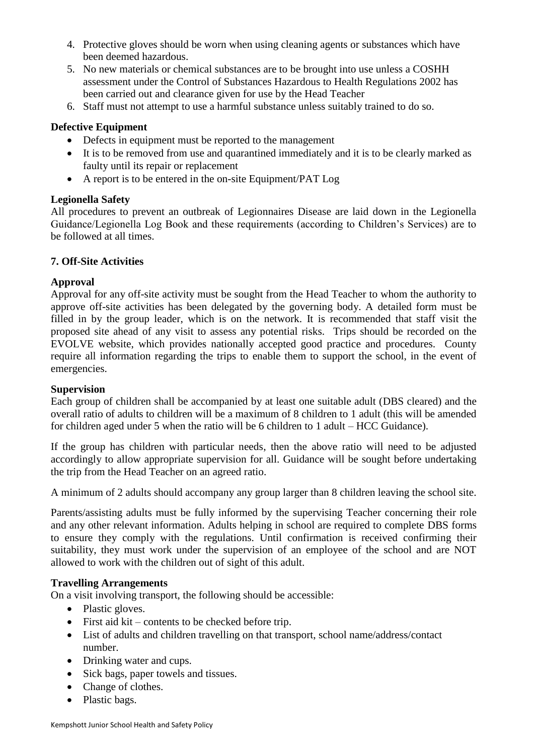4. Protective gloves should be worn when using cleaning agents or substances which have been deemed hazardous.
5. No new materials or chemical substances are to be brought into use unless a COSHH assessment under the Control of Substances Hazardous to Health Regulations 2002 has been carried out and clearance given for use by the Head Teacher
6. Staff must not attempt to use a harmful substance unless suitably trained to do so.

**Defective Equipment**

- Defects in equipment must be reported to the management
- It is to be removed from use and quarantined immediately and it is to be clearly marked as faulty until its repair or replacement
- A report is to be entered in the on-site Equipment/PAT Log

**Legionella Safety**

All procedures to prevent an outbreak of Legionnaires Disease are laid down in the Legionella Guidance/Legionella Log Book and these requirements (according to Children's Services) are to be followed at all times.

## 7. Off-Site Activities

**Approval**

Approval for any off-site activity must be sought from the Head Teacher to whom the authority to approve off-site activities has been delegated by the governing body. A detailed form must be filled in by the group leader, which is on the network. It is recommended that staff visit the proposed site ahead of any visit to assess any potential risks. Trips should be recorded on the EVOLVE website, which provides nationally accepted good practice and procedures. County require all information regarding the trips to enable them to support the school, in the event of emergencies.

**Supervision**

Each group of children shall be accompanied by at least one suitable adult (DBS cleared) and the overall ratio of adults to children will be a maximum of 8 children to 1 adult (this will be amended for children aged under 5 when the ratio will be 6 children to 1 adult – HCC Guidance).

If the group has children with particular needs, then the above ratio will need to be adjusted accordingly to allow appropriate supervision for all. Guidance will be sought before undertaking the trip from the Head Teacher on an agreed ratio.

A minimum of 2 adults should accompany any group larger than 8 children leaving the school site.

Parents/assisting adults must be fully informed by the supervising Teacher concerning their role and any other relevant information. Adults helping in school are required to complete DBS forms to ensure they comply with the regulations. Until confirmation is received confirming their suitability, they must work under the supervision of an employee of the school and are NOT allowed to work with the children out of sight of this adult.

**Travelling Arrangements**

On a visit involving transport, the following should be accessible:

- Plastic gloves.
- First aid kit – contents to be checked before trip.
- List of adults and children travelling on that transport, school name/address/contact number.
- Drinking water and cups.
- Sick bags, paper towels and tissues.
- Change of clothes.
- Plastic bags.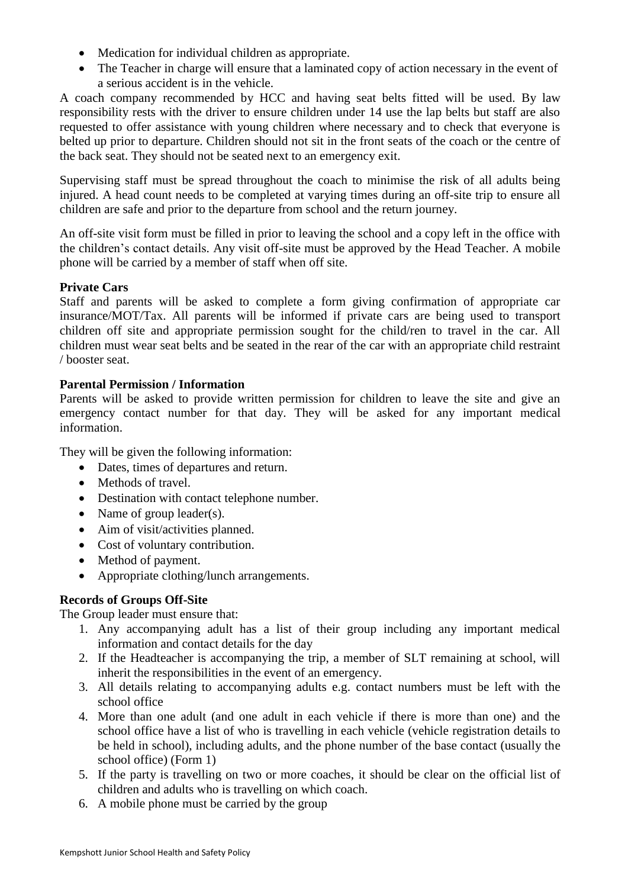- Medication for individual children as appropriate.
- The Teacher in charge will ensure that a laminated copy of action necessary in the event of a serious accident is in the vehicle.

A coach company recommended by HCC and having seat belts fitted will be used. By law responsibility rests with the driver to ensure children under 14 use the lap belts but staff are also requested to offer assistance with young children where necessary and to check that everyone is belted up prior to departure. Children should not sit in the front seats of the coach or the centre of the back seat. They should not be seated next to an emergency exit.

Supervising staff must be spread throughout the coach to minimise the risk of all adults being injured. A head count needs to be completed at varying times during an off-site trip to ensure all children are safe and prior to the departure from school and the return journey.

An off-site visit form must be filled in prior to leaving the school and a copy left in the office with the children's contact details. Any visit off-site must be approved by the Head Teacher. A mobile phone will be carried by a member of staff when off site.

**Private Cars**

Staff and parents will be asked to complete a form giving confirmation of appropriate car insurance/MOT/Tax. All parents will be informed if private cars are being used to transport children off site and appropriate permission sought for the child/ren to travel in the car. All children must wear seat belts and be seated in the rear of the car with an appropriate child restraint / booster seat.

**Parental Permission / Information**

Parents will be asked to provide written permission for children to leave the site and give an emergency contact number for that day. They will be asked for any important medical information.

They will be given the following information:

- Dates, times of departures and return.
- Methods of travel.
- Destination with contact telephone number.
- Name of group leader(s).
- Aim of visit/activities planned.
- Cost of voluntary contribution.
- Method of payment.
- Appropriate clothing/lunch arrangements.

**Records of Groups Off-Site**

The Group leader must ensure that:

1. Any accompanying adult has a list of their group including any important medical information and contact details for the day
2. If the Headteacher is accompanying the trip, a member of SLT remaining at school, will inherit the responsibilities in the event of an emergency.
3. All details relating to accompanying adults e.g. contact numbers must be left with the school office
4. More than one adult (and one adult in each vehicle if there is more than one) and the school office have a list of who is travelling in each vehicle (vehicle registration details to be held in school), including adults, and the phone number of the base contact (usually the school office) (Form 1)
5. If the party is travelling on two or more coaches, it should be clear on the official list of children and adults who is travelling on which coach.
6. A mobile phone must be carried by the group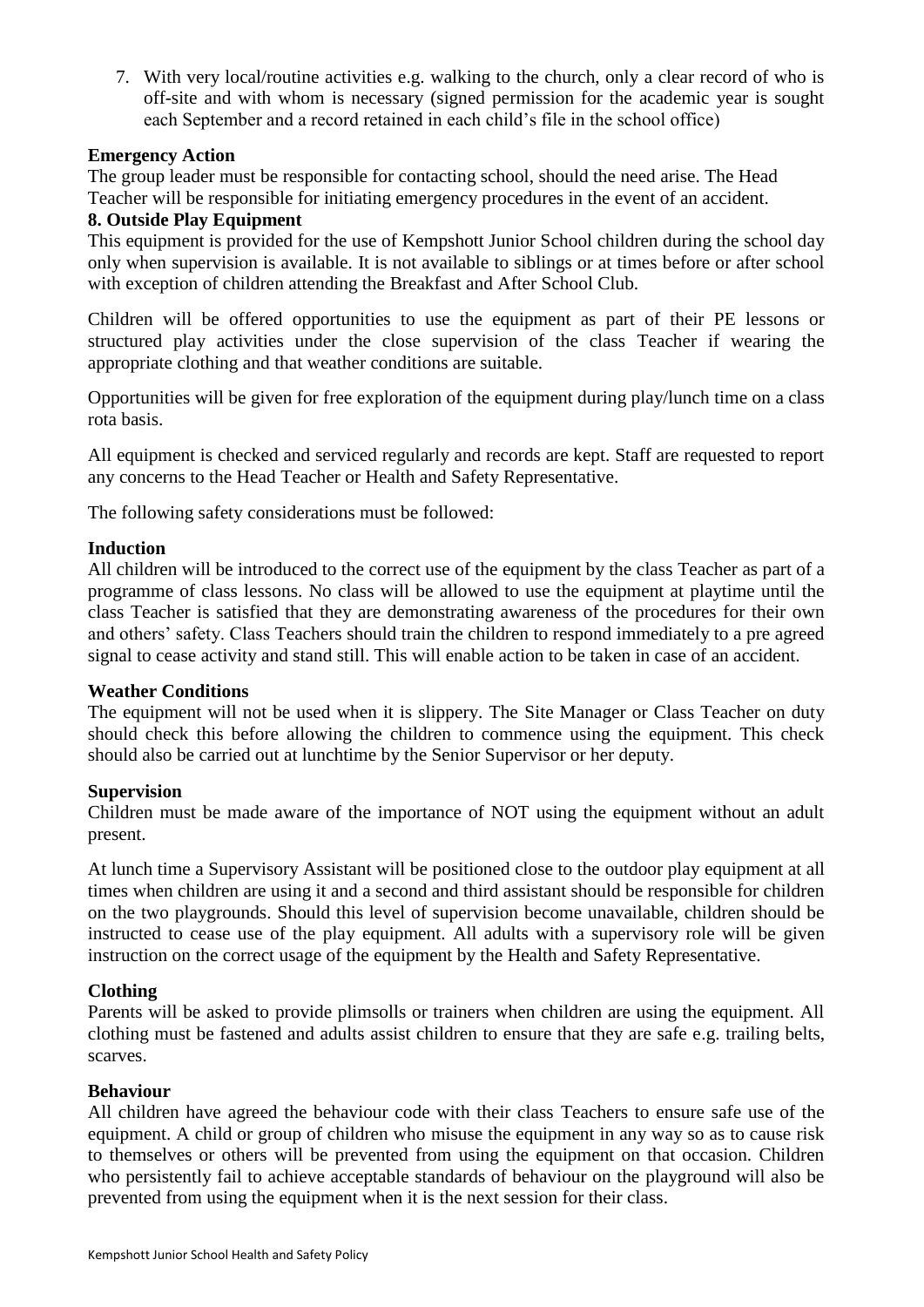7. With very local/routine activities e.g. walking to the church, only a clear record of who is off-site and with whom is necessary (signed permission for the academic year is sought each September and a record retained in each child's file in the school office)

**Emergency Action**

The group leader must be responsible for contacting school, should the need arise. The Head Teacher will be responsible for initiating emergency procedures in the event of an accident.

## 8. Outside Play Equipment

This equipment is provided for the use of Kempshott Junior School children during the school day only when supervision is available. It is not available to siblings or at times before or after school with exception of children attending the Breakfast and After School Club.

Children will be offered opportunities to use the equipment as part of their PE lessons or structured play activities under the close supervision of the class Teacher if wearing the appropriate clothing and that weather conditions are suitable.

Opportunities will be given for free exploration of the equipment during play/lunch time on a class rota basis.

All equipment is checked and serviced regularly and records are kept. Staff are requested to report any concerns to the Head Teacher or Health and Safety Representative.

The following safety considerations must be followed:

**Induction**

All children will be introduced to the correct use of the equipment by the class Teacher as part of a programme of class lessons. No class will be allowed to use the equipment at playtime until the class Teacher is satisfied that they are demonstrating awareness of the procedures for their own and others' safety. Class Teachers should train the children to respond immediately to a pre agreed signal to cease activity and stand still. This will enable action to be taken in case of an accident.

**Weather Conditions**

The equipment will not be used when it is slippery. The Site Manager or Class Teacher on duty should check this before allowing the children to commence using the equipment. This check should also be carried out at lunchtime by the Senior Supervisor or her deputy.

**Supervision**

Children must be made aware of the importance of NOT using the equipment without an adult present.

At lunch time a Supervisory Assistant will be positioned close to the outdoor play equipment at all times when children are using it and a second and third assistant should be responsible for children on the two playgrounds. Should this level of supervision become unavailable, children should be instructed to cease use of the play equipment. All adults with a supervisory role will be given instruction on the correct usage of the equipment by the Health and Safety Representative.

**Clothing**

Parents will be asked to provide plimsolls or trainers when children are using the equipment. All clothing must be fastened and adults assist children to ensure that they are safe e.g. trailing belts, scarves.

**Behaviour**

All children have agreed the behaviour code with their class Teachers to ensure safe use of the equipment. A child or group of children who misuse the equipment in any way so as to cause risk to themselves or others will be prevented from using the equipment on that occasion. Children who persistently fail to achieve acceptable standards of behaviour on the playground will also be prevented from using the equipment when it is the next session for their class.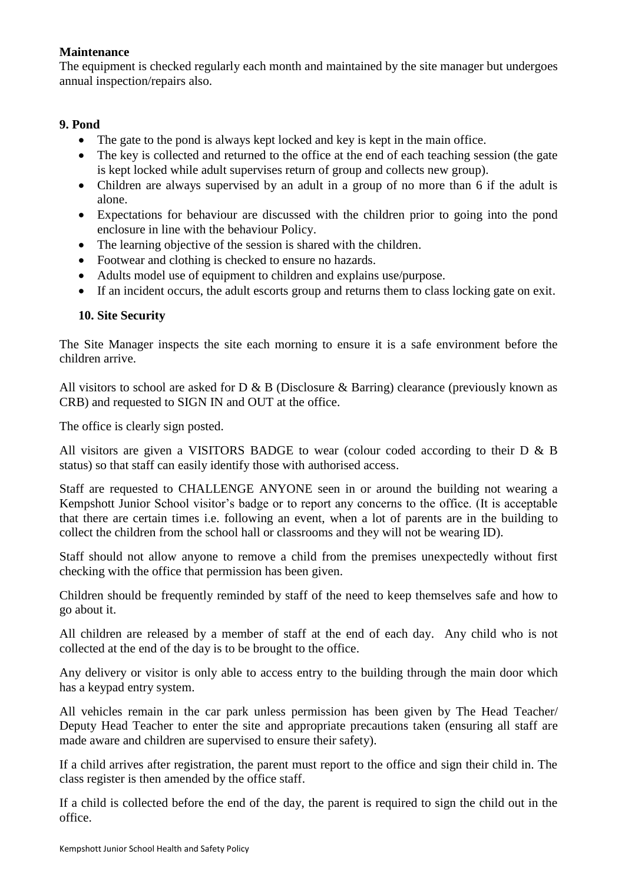**Maintenance**

The equipment is checked regularly each month and maintained by the site manager but undergoes annual inspection/repairs also.

**9. Pond**

- The gate to the pond is always kept locked and key is kept in the main office.
- The key is collected and returned to the office at the end of each teaching session (the gate is kept locked while adult supervises return of group and collects new group).
- Children are always supervised by an adult in a group of no more than 6 if the adult is alone.
- Expectations for behaviour are discussed with the children prior to going into the pond enclosure in line with the behaviour Policy.
- The learning objective of the session is shared with the children.
- Footwear and clothing is checked to ensure no hazards.
- Adults model use of equipment to children and explains use/purpose.
- If an incident occurs, the adult escorts group and returns them to class locking gate on exit.

**10. Site Security**

The Site Manager inspects the site each morning to ensure it is a safe environment before the children arrive.

All visitors to school are asked for D & B (Disclosure & Barring) clearance (previously known as CRB) and requested to SIGN IN and OUT at the office.

The office is clearly sign posted.

All visitors are given a VISITORS BADGE to wear (colour coded according to their D & B status) so that staff can easily identify those with authorised access.

Staff are requested to CHALLENGE ANYONE seen in or around the building not wearing a Kempshott Junior School visitor's badge or to report any concerns to the office. (It is acceptable that there are certain times i.e. following an event, when a lot of parents are in the building to collect the children from the school hall or classrooms and they will not be wearing ID).

Staff should not allow anyone to remove a child from the premises unexpectedly without first checking with the office that permission has been given.

Children should be frequently reminded by staff of the need to keep themselves safe and how to go about it.

All children are released by a member of staff at the end of each day. Any child who is not collected at the end of the day is to be brought to the office.

Any delivery or visitor is only able to access entry to the building through the main door which has a keypad entry system.

All vehicles remain in the car park unless permission has been given by The Head Teacher/ Deputy Head Teacher to enter the site and appropriate precautions taken (ensuring all staff are made aware and children are supervised to ensure their safety).

If a child arrives after registration, the parent must report to the office and sign their child in. The class register is then amended by the office staff.

If a child is collected before the end of the day, the parent is required to sign the child out in the office.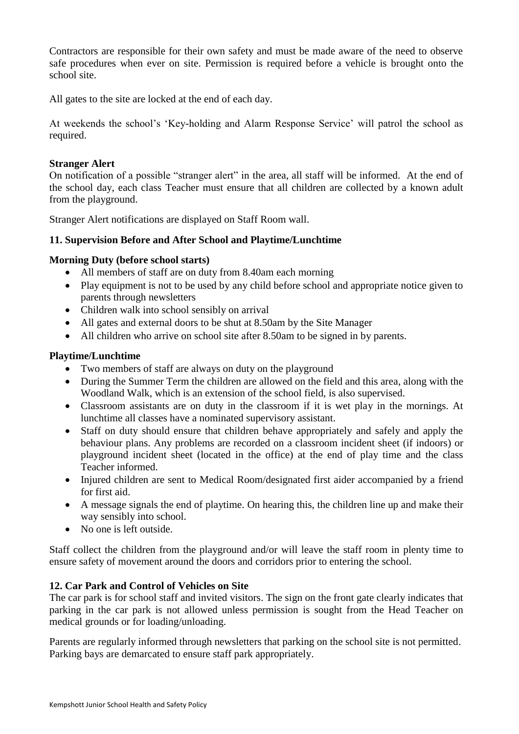Contractors are responsible for their own safety and must be made aware of the need to observe safe procedures when ever on site. Permission is required before a vehicle is brought onto the school site.

All gates to the site are locked at the end of each day.

At weekends the school's 'Key-holding and Alarm Response Service' will patrol the school as required.

**Stranger Alert**

On notification of a possible "stranger alert" in the area, all staff will be informed. At the end of the school day, each class Teacher must ensure that all children are collected by a known adult from the playground.

Stranger Alert notifications are displayed on Staff Room wall.

### 11. Supervision Before and After School and Playtime/Lunchtime

**Morning Duty (before school starts)**

- All members of staff are on duty from 8.40am each morning
- Play equipment is not to be used by any child before school and appropriate notice given to parents through newsletters
- Children walk into school sensibly on arrival
- All gates and external doors to be shut at 8.50am by the Site Manager
- All children who arrive on school site after 8.50am to be signed in by parents.

**Playtime/Lunchtime**

- Two members of staff are always on duty on the playground
- During the Summer Term the children are allowed on the field and this area, along with the Woodland Walk, which is an extension of the school field, is also supervised.
- Classroom assistants are on duty in the classroom if it is wet play in the mornings. At lunchtime all classes have a nominated supervisory assistant.
- Staff on duty should ensure that children behave appropriately and safely and apply the behaviour plans. Any problems are recorded on a classroom incident sheet (if indoors) or playground incident sheet (located in the office) at the end of play time and the class Teacher informed.
- Injured children are sent to Medical Room/designated first aider accompanied by a friend for first aid.
- A message signals the end of playtime. On hearing this, the children line up and make their way sensibly into school.
- No one is left outside.

Staff collect the children from the playground and/or will leave the staff room in plenty time to ensure safety of movement around the doors and corridors prior to entering the school.

### 12. Car Park and Control of Vehicles on Site

The car park is for school staff and invited visitors. The sign on the front gate clearly indicates that parking in the car park is not allowed unless permission is sought from the Head Teacher on medical grounds or for loading/unloading.

Parents are regularly informed through newsletters that parking on the school site is not permitted. Parking bays are demarcated to ensure staff park appropriately.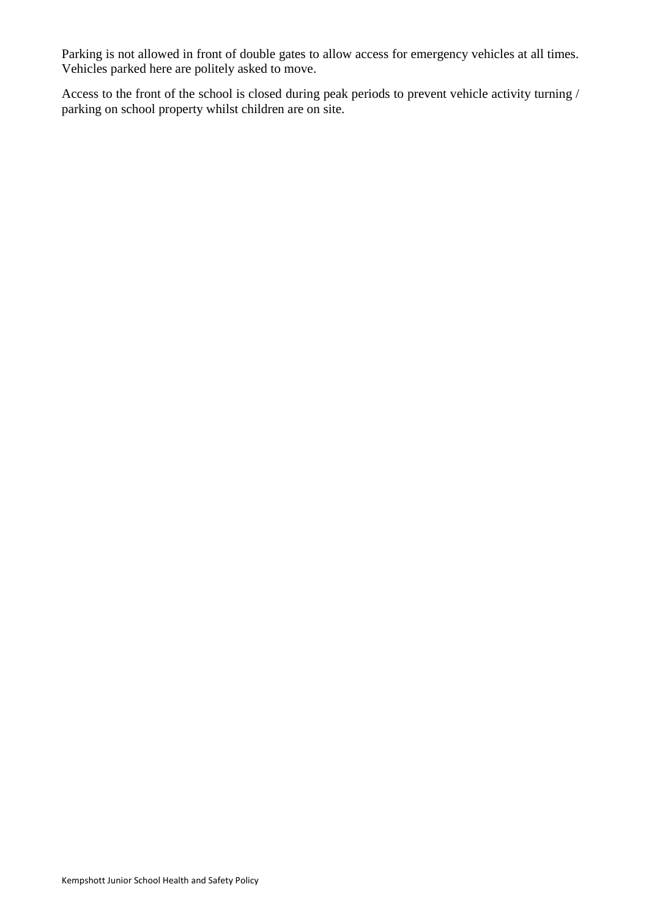Parking is not allowed in front of double gates to allow access for emergency vehicles at all times. Vehicles parked here are politely asked to move.

Access to the front of the school is closed during peak periods to prevent vehicle activity turning / parking on school property whilst children are on site.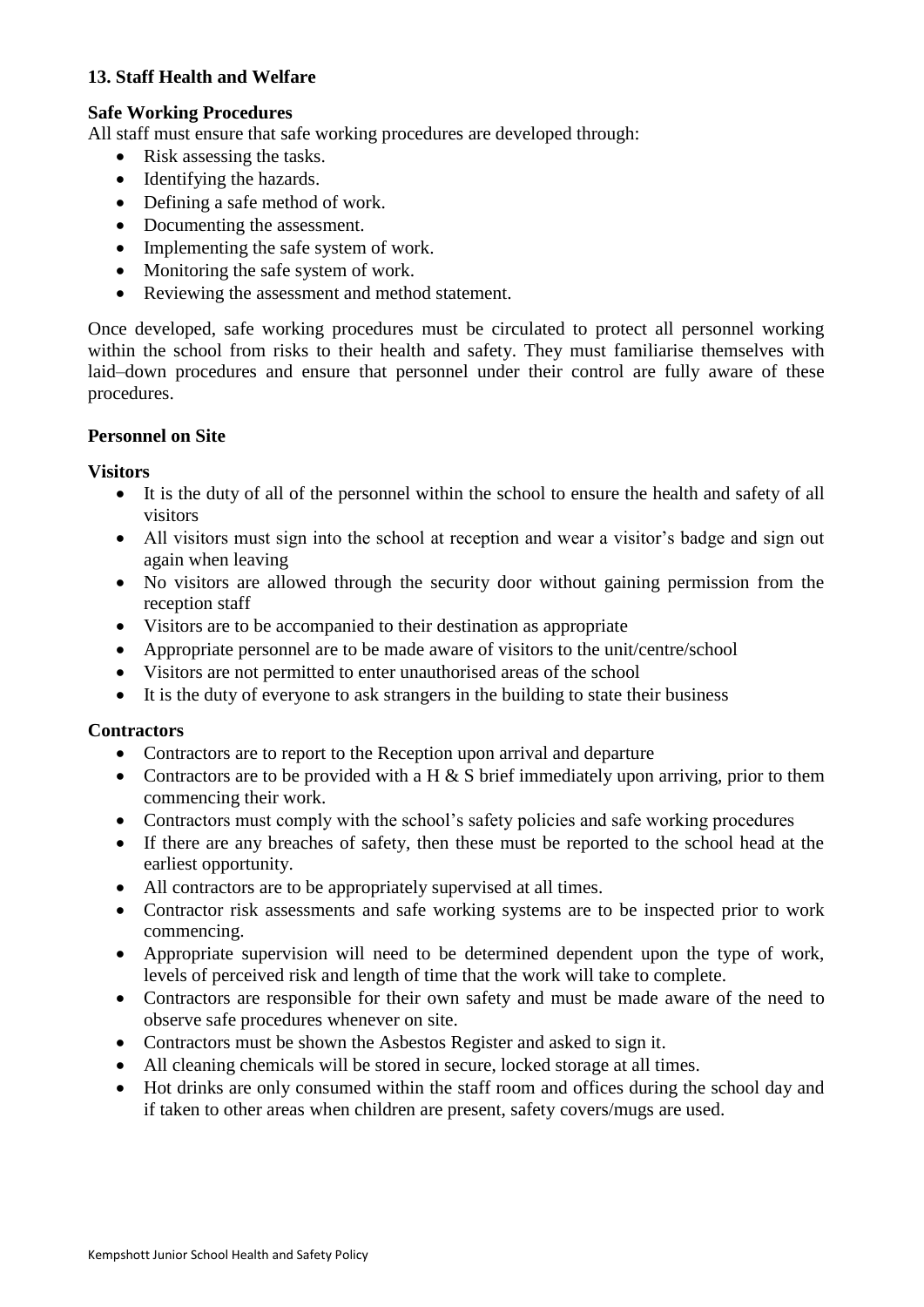## 13. Staff Health and Welfare

### Safe Working Procedures

All staff must ensure that safe working procedures are developed through:

- Risk assessing the tasks.
- Identifying the hazards.
- Defining a safe method of work.
- Documenting the assessment.
- Implementing the safe system of work.
- Monitoring the safe system of work.
- Reviewing the assessment and method statement.

Once developed, safe working procedures must be circulated to protect all personnel working within the school from risks to their health and safety. They must familiarise themselves with laid–down procedures and ensure that personnel under their control are fully aware of these procedures.

### Personnel on Site

#### Visitors

- It is the duty of all of the personnel within the school to ensure the health and safety of all visitors
- All visitors must sign into the school at reception and wear a visitor's badge and sign out again when leaving
- No visitors are allowed through the security door without gaining permission from the reception staff
- Visitors are to be accompanied to their destination as appropriate
- Appropriate personnel are to be made aware of visitors to the unit/centre/school
- Visitors are not permitted to enter unauthorised areas of the school
- It is the duty of everyone to ask strangers in the building to state their business

#### Contractors

- Contractors are to report to the Reception upon arrival and departure
- Contractors are to be provided with a H & S brief immediately upon arriving, prior to them commencing their work.
- Contractors must comply with the school's safety policies and safe working procedures
- If there are any breaches of safety, then these must be reported to the school head at the earliest opportunity.
- All contractors are to be appropriately supervised at all times.
- Contractor risk assessments and safe working systems are to be inspected prior to work commencing.
- Appropriate supervision will need to be determined dependent upon the type of work, levels of perceived risk and length of time that the work will take to complete.
- Contractors are responsible for their own safety and must be made aware of the need to observe safe procedures whenever on site.
- Contractors must be shown the Asbestos Register and asked to sign it.
- All cleaning chemicals will be stored in secure, locked storage at all times.
- Hot drinks are only consumed within the staff room and offices during the school day and if taken to other areas when children are present, safety covers/mugs are used.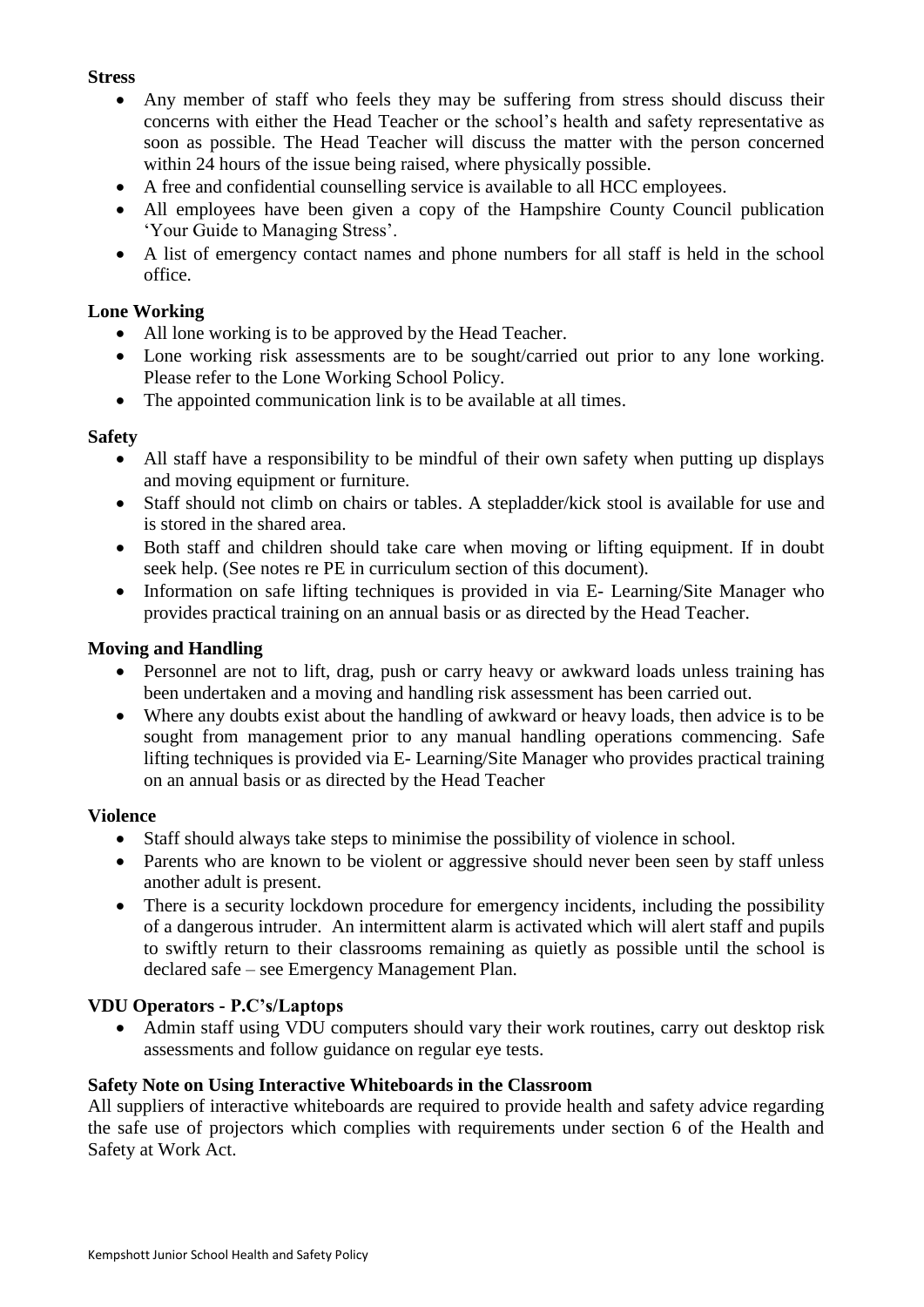**Stress**

- Any member of staff who feels they may be suffering from stress should discuss their concerns with either the Head Teacher or the school's health and safety representative as soon as possible. The Head Teacher will discuss the matter with the person concerned within 24 hours of the issue being raised, where physically possible.
- A free and confidential counselling service is available to all HCC employees.
- All employees have been given a copy of the Hampshire County Council publication 'Your Guide to Managing Stress'.
- A list of emergency contact names and phone numbers for all staff is held in the school office.

**Lone Working**

- All lone working is to be approved by the Head Teacher.
- Lone working risk assessments are to be sought/carried out prior to any lone working. Please refer to the Lone Working School Policy.
- The appointed communication link is to be available at all times.

**Safety**

- All staff have a responsibility to be mindful of their own safety when putting up displays and moving equipment or furniture.
- Staff should not climb on chairs or tables. A stepladder/kick stool is available for use and is stored in the shared area.
- Both staff and children should take care when moving or lifting equipment. If in doubt seek help. (See notes re PE in curriculum section of this document).
- Information on safe lifting techniques is provided in via E- Learning/Site Manager who provides practical training on an annual basis or as directed by the Head Teacher.

**Moving and Handling**

- Personnel are not to lift, drag, push or carry heavy or awkward loads unless training has been undertaken and a moving and handling risk assessment has been carried out.
- Where any doubts exist about the handling of awkward or heavy loads, then advice is to be sought from management prior to any manual handling operations commencing. Safe lifting techniques is provided via E- Learning/Site Manager who provides practical training on an annual basis or as directed by the Head Teacher

**Violence**

- Staff should always take steps to minimise the possibility of violence in school.
- Parents who are known to be violent or aggressive should never been seen by staff unless another adult is present.
- There is a security lockdown procedure for emergency incidents, including the possibility of a dangerous intruder. An intermittent alarm is activated which will alert staff and pupils to swiftly return to their classrooms remaining as quietly as possible until the school is declared safe – see Emergency Management Plan.

**VDU Operators - P.C's/Laptops**

- Admin staff using VDU computers should vary their work routines, carry out desktop risk assessments and follow guidance on regular eye tests.

**Safety Note on Using Interactive Whiteboards in the Classroom**

All suppliers of interactive whiteboards are required to provide health and safety advice regarding the safe use of projectors which complies with requirements under section 6 of the Health and Safety at Work Act.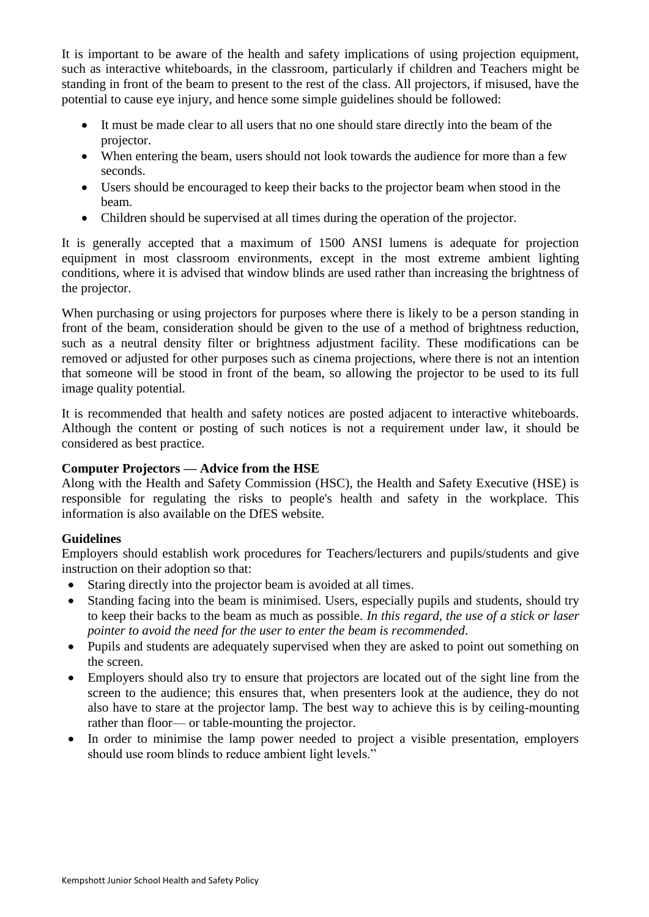It is important to be aware of the health and safety implications of using projection equipment, such as interactive whiteboards, in the classroom, particularly if children and Teachers might be standing in front of the beam to present to the rest of the class. All projectors, if misused, have the potential to cause eye injury, and hence some simple guidelines should be followed:

- It must be made clear to all users that no one should stare directly into the beam of the projector.
- When entering the beam, users should not look towards the audience for more than a few seconds.
- Users should be encouraged to keep their backs to the projector beam when stood in the beam.
- Children should be supervised at all times during the operation of the projector.

It is generally accepted that a maximum of 1500 ANSI lumens is adequate for projection equipment in most classroom environments, except in the most extreme ambient lighting conditions, where it is advised that window blinds are used rather than increasing the brightness of the projector.

When purchasing or using projectors for purposes where there is likely to be a person standing in front of the beam, consideration should be given to the use of a method of brightness reduction, such as a neutral density filter or brightness adjustment facility. These modifications can be removed or adjusted for other purposes such as cinema projections, where there is not an intention that someone will be stood in front of the beam, so allowing the projector to be used to its full image quality potential.

It is recommended that health and safety notices are posted adjacent to interactive whiteboards. Although the content or posting of such notices is not a requirement under law, it should be considered as best practice.

**Computer Projectors — Advice from the HSE**
Along with the Health and Safety Commission (HSC), the Health and Safety Executive (HSE) is responsible for regulating the risks to people's health and safety in the workplace. This information is also available on the DfES website.

**Guidelines**
Employers should establish work procedures for Teachers/lecturers and pupils/students and give instruction on their adoption so that:

- Staring directly into the projector beam is avoided at all times.
- Standing facing into the beam is minimised. Users, especially pupils and students, should try to keep their backs to the beam as much as possible. *In this regard, the use of a stick or laser pointer to avoid the need for the user to enter the beam is recommended*.
- Pupils and students are adequately supervised when they are asked to point out something on the screen.
- Employers should also try to ensure that projectors are located out of the sight line from the screen to the audience; this ensures that, when presenters look at the audience, they do not also have to stare at the projector lamp. The best way to achieve this is by ceiling-mounting rather than floor— or table-mounting the projector.
- In order to minimise the lamp power needed to project a visible presentation, employers should use room blinds to reduce ambient light levels."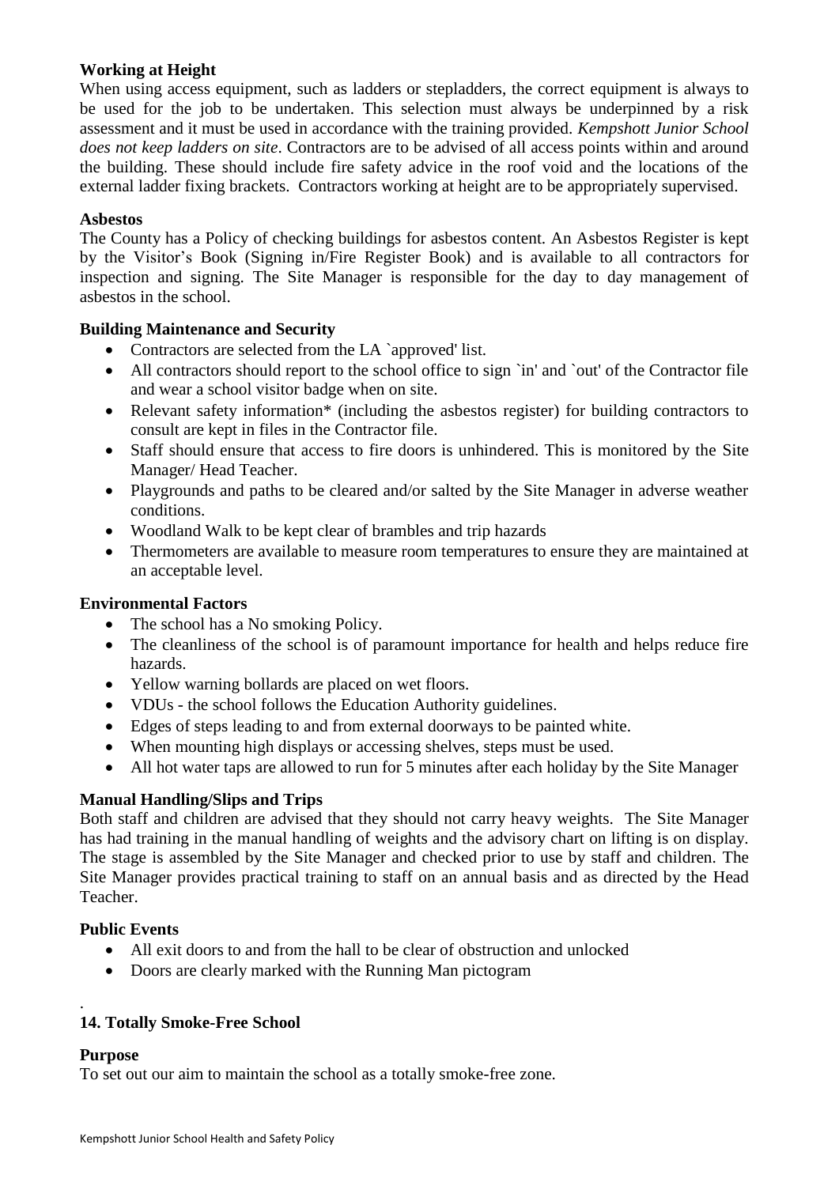**Working at Height**

When using access equipment, such as ladders or stepladders, the correct equipment is always to be used for the job to be undertaken. This selection must always be underpinned by a risk assessment and it must be used in accordance with the training provided. *Kempshott Junior School does not keep ladders on site*. Contractors are to be advised of all access points within and around the building. These should include fire safety advice in the roof void and the locations of the external ladder fixing brackets. Contractors working at height are to be appropriately supervised.

**Asbestos**

The County has a Policy of checking buildings for asbestos content. An Asbestos Register is kept by the Visitor's Book (Signing in/Fire Register Book) and is available to all contractors for inspection and signing. The Site Manager is responsible for the day to day management of asbestos in the school.

**Building Maintenance and Security**

- Contractors are selected from the LA `approved' list.
- All contractors should report to the school office to sign `in' and `out' of the Contractor file and wear a school visitor badge when on site.
- Relevant safety information* (including the asbestos register) for building contractors to consult are kept in files in the Contractor file.
- Staff should ensure that access to fire doors is unhindered. This is monitored by the Site Manager/ Head Teacher.
- Playgrounds and paths to be cleared and/or salted by the Site Manager in adverse weather conditions.
- Woodland Walk to be kept clear of brambles and trip hazards
- Thermometers are available to measure room temperatures to ensure they are maintained at an acceptable level.

**Environmental Factors**

- The school has a No smoking Policy.
- The cleanliness of the school is of paramount importance for health and helps reduce fire hazards.
- Yellow warning bollards are placed on wet floors.
- VDUs - the school follows the Education Authority guidelines.
- Edges of steps leading to and from external doorways to be painted white.
- When mounting high displays or accessing shelves, steps must be used.
- All hot water taps are allowed to run for 5 minutes after each holiday by the Site Manager

**Manual Handling/Slips and Trips**

Both staff and children are advised that they should not carry heavy weights. The Site Manager has had training in the manual handling of weights and the advisory chart on lifting is on display. The stage is assembled by the Site Manager and checked prior to use by staff and children. The Site Manager provides practical training to staff on an annual basis and as directed by the Head Teacher.

**Public Events**

- All exit doors to and from the hall to be clear of obstruction and unlocked
- Doors are clearly marked with the Running Man pictogram

## 14. Totally Smoke-Free School

**Purpose**

To set out our aim to maintain the school as a totally smoke-free zone.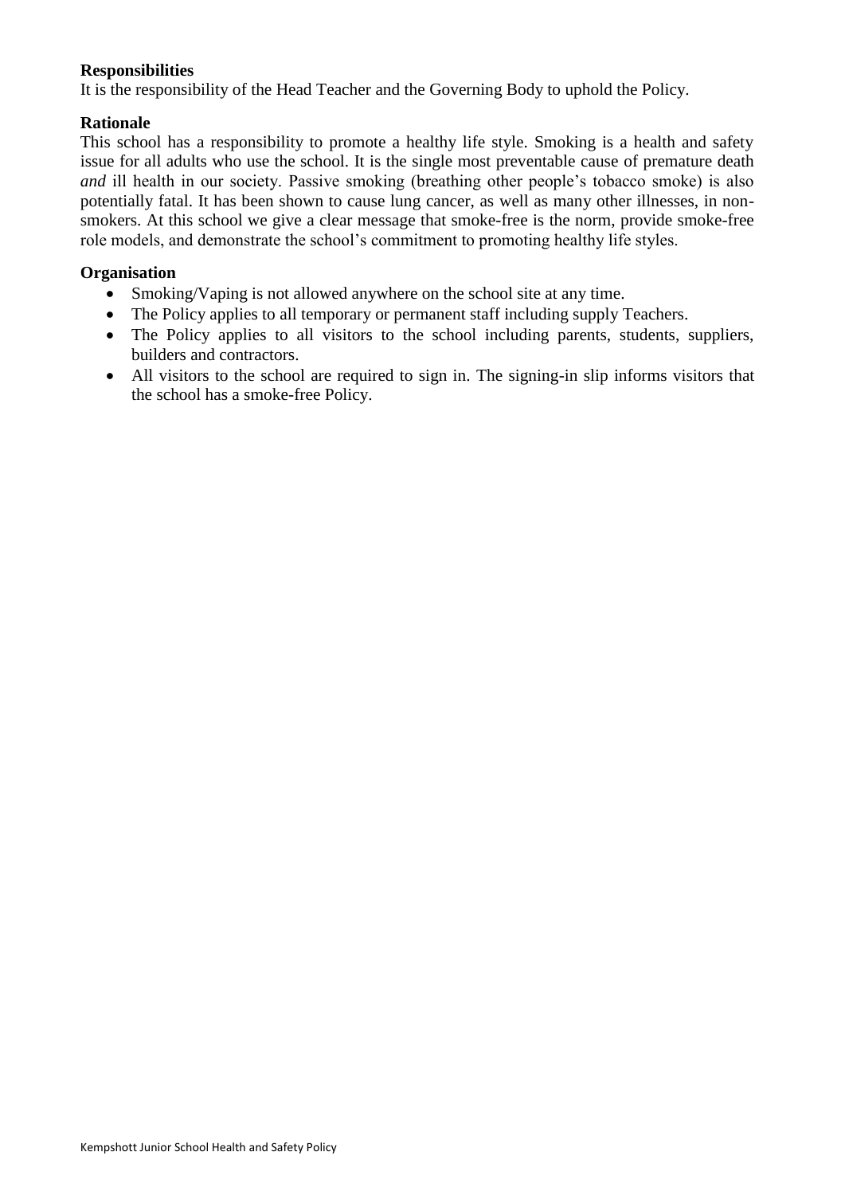**Responsibilities**

It is the responsibility of the Head Teacher and the Governing Body to uphold the Policy.

**Rationale**

This school has a responsibility to promote a healthy life style. Smoking is a health and safety issue for all adults who use the school. It is the single most preventable cause of premature death *and* ill health in our society. Passive smoking (breathing other people's tobacco smoke) is also potentially fatal. It has been shown to cause lung cancer, as well as many other illnesses, in non-smokers. At this school we give a clear message that smoke-free is the norm, provide smoke-free role models, and demonstrate the school's commitment to promoting healthy life styles.

**Organisation**

- Smoking/Vaping is not allowed anywhere on the school site at any time.
- The Policy applies to all temporary or permanent staff including supply Teachers.
- The Policy applies to all visitors to the school including parents, students, suppliers, builders and contractors.
- All visitors to the school are required to sign in. The signing-in slip informs visitors that the school has a smoke-free Policy.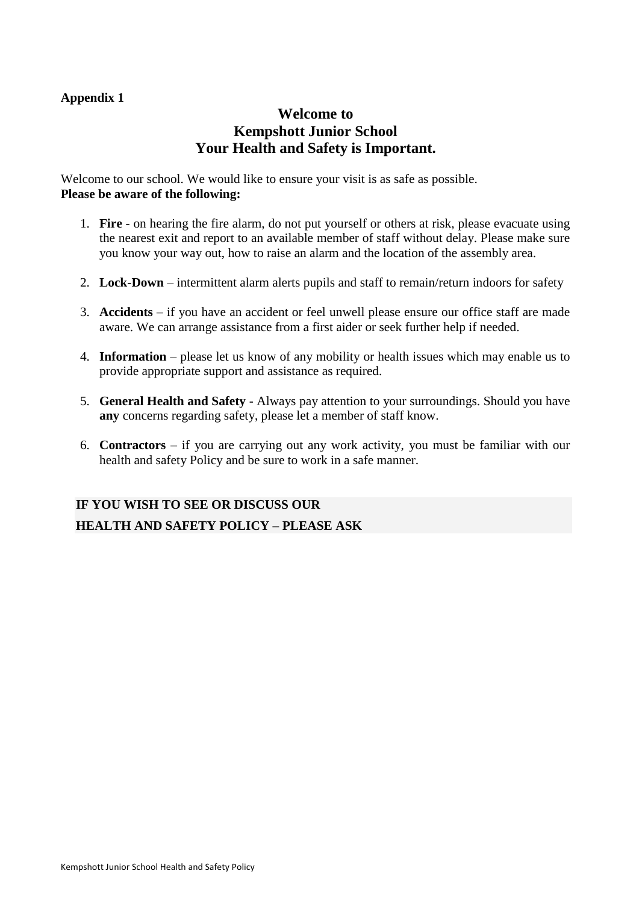**Appendix 1**

# Welcome to
# Kempshott Junior School
# Your Health and Safety is Important.

Welcome to our school. We would like to ensure your visit is as safe as possible.
**Please be aware of the following:**

1. **Fire** - on hearing the fire alarm, do not put yourself or others at risk, please evacuate using the nearest exit and report to an available member of staff without delay. Please make sure you know your way out, how to raise an alarm and the location of the assembly area.

2. **Lock-Down** – intermittent alarm alerts pupils and staff to remain/return indoors for safety

3. **Accidents** – if you have an accident or feel unwell please ensure our office staff are made aware. We can arrange assistance from a first aider or seek further help if needed.

4. **Information** – please let us know of any mobility or health issues which may enable us to provide appropriate support and assistance as required.

5. **General Health and Safety** - Always pay attention to your surroundings. Should you have **any** concerns regarding safety, please let a member of staff know.

6. **Contractors** – if you are carrying out any work activity, you must be familiar with our health and safety Policy and be sure to work in a safe manner.

**IF YOU WISH TO SEE OR DISCUSS OUR**
**HEALTH AND SAFETY POLICY – PLEASE ASK**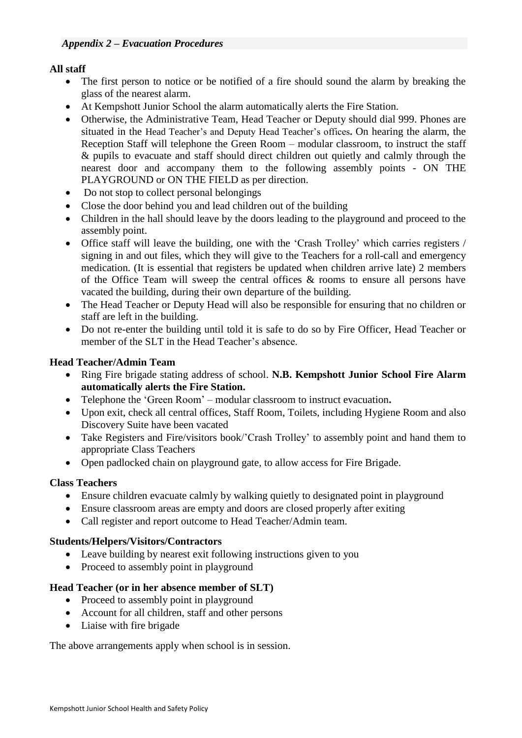***Appendix 2 – Evacuation Procedures***

**All staff**

- The first person to notice or be notified of a fire should sound the alarm by breaking the glass of the nearest alarm.
- At Kempshott Junior School the alarm automatically alerts the Fire Station.
- Otherwise, the Administrative Team, Head Teacher or Deputy should dial 999. Phones are situated in the Head Teacher's and Deputy Head Teacher's offices**.** On hearing the alarm, the Reception Staff will telephone the Green Room – modular classroom, to instruct the staff & pupils to evacuate and staff should direct children out quietly and calmly through the nearest door and accompany them to the following assembly points - ON THE PLAYGROUND or ON THE FIELD as per direction.
- Do not stop to collect personal belongings
- Close the door behind you and lead children out of the building
- Children in the hall should leave by the doors leading to the playground and proceed to the assembly point.
- Office staff will leave the building, one with the 'Crash Trolley' which carries registers / signing in and out files, which they will give to the Teachers for a roll-call and emergency medication. (It is essential that registers be updated when children arrive late) 2 members of the Office Team will sweep the central offices & rooms to ensure all persons have vacated the building, during their own departure of the building.
- The Head Teacher or Deputy Head will also be responsible for ensuring that no children or staff are left in the building.
- Do not re-enter the building until told it is safe to do so by Fire Officer, Head Teacher or member of the SLT in the Head Teacher's absence.

**Head Teacher/Admin Team**

- Ring Fire brigade stating address of school. **N.B. Kempshott Junior School Fire Alarm automatically alerts the Fire Station.**
- Telephone the 'Green Room' – modular classroom to instruct evacuation**.**
- Upon exit, check all central offices, Staff Room, Toilets, including Hygiene Room and also Discovery Suite have been vacated
- Take Registers and Fire/visitors book/'Crash Trolley' to assembly point and hand them to appropriate Class Teachers
- Open padlocked chain on playground gate, to allow access for Fire Brigade.

**Class Teachers**

- Ensure children evacuate calmly by walking quietly to designated point in playground
- Ensure classroom areas are empty and doors are closed properly after exiting
- Call register and report outcome to Head Teacher/Admin team.

**Students/Helpers/Visitors/Contractors**

- Leave building by nearest exit following instructions given to you
- Proceed to assembly point in playground

**Head Teacher (or in her absence member of SLT)**

- Proceed to assembly point in playground
- Account for all children, staff and other persons
- Liaise with fire brigade

The above arrangements apply when school is in session.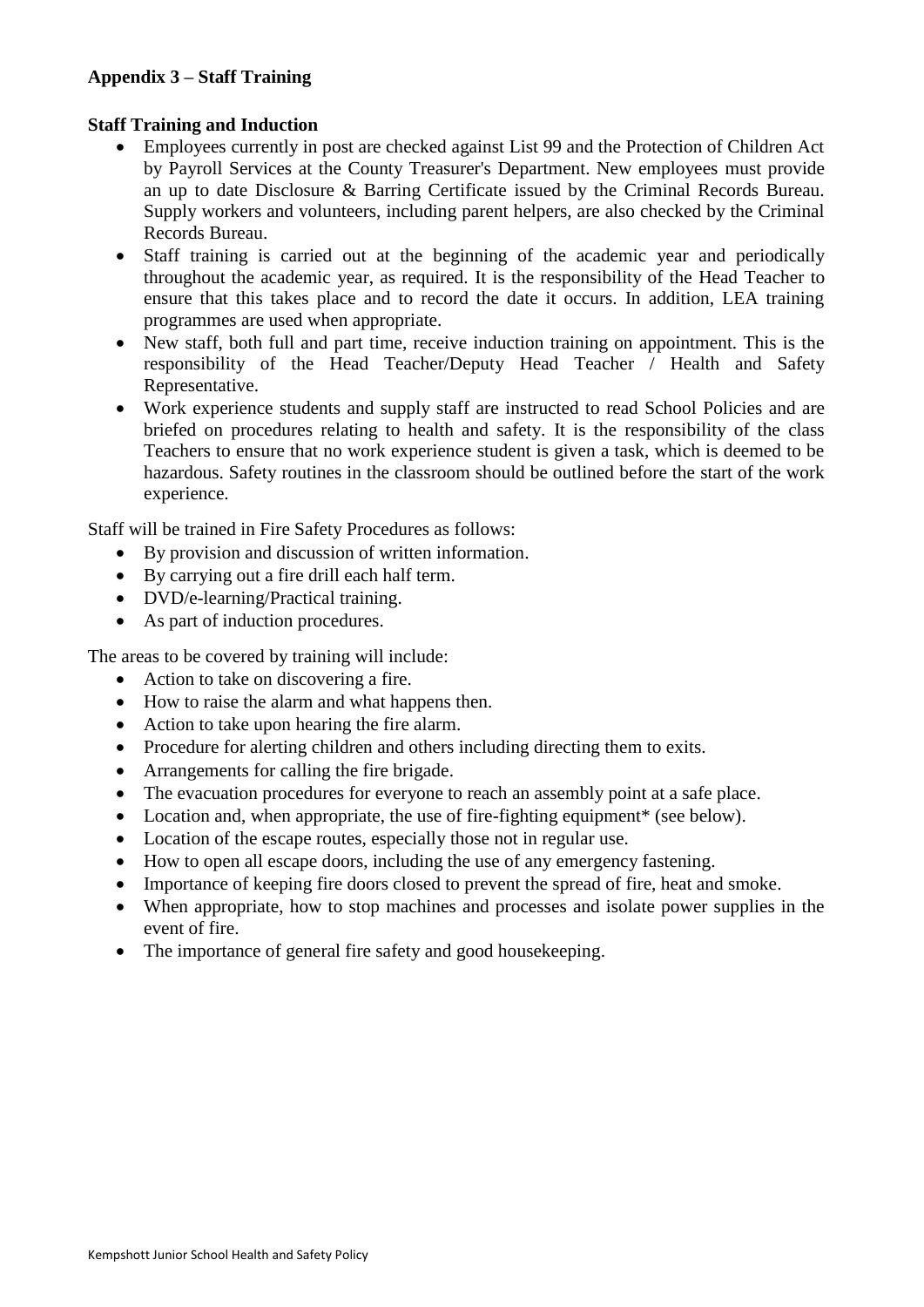## Appendix 3 – Staff Training

**Staff Training and Induction**

- Employees currently in post are checked against List 99 and the Protection of Children Act by Payroll Services at the County Treasurer's Department. New employees must provide an up to date Disclosure & Barring Certificate issued by the Criminal Records Bureau. Supply workers and volunteers, including parent helpers, are also checked by the Criminal Records Bureau.
- Staff training is carried out at the beginning of the academic year and periodically throughout the academic year, as required. It is the responsibility of the Head Teacher to ensure that this takes place and to record the date it occurs. In addition, LEA training programmes are used when appropriate.
- New staff, both full and part time, receive induction training on appointment. This is the responsibility of the Head Teacher/Deputy Head Teacher / Health and Safety Representative.
- Work experience students and supply staff are instructed to read School Policies and are briefed on procedures relating to health and safety. It is the responsibility of the class Teachers to ensure that no work experience student is given a task, which is deemed to be hazardous. Safety routines in the classroom should be outlined before the start of the work experience.

Staff will be trained in Fire Safety Procedures as follows:

- By provision and discussion of written information.
- By carrying out a fire drill each half term.
- DVD/e-learning/Practical training.
- As part of induction procedures.

The areas to be covered by training will include:

- Action to take on discovering a fire.
- How to raise the alarm and what happens then.
- Action to take upon hearing the fire alarm.
- Procedure for alerting children and others including directing them to exits.
- Arrangements for calling the fire brigade.
- The evacuation procedures for everyone to reach an assembly point at a safe place.
- Location and, when appropriate, the use of fire-fighting equipment* (see below).
- Location of the escape routes, especially those not in regular use.
- How to open all escape doors, including the use of any emergency fastening.
- Importance of keeping fire doors closed to prevent the spread of fire, heat and smoke.
- When appropriate, how to stop machines and processes and isolate power supplies in the event of fire.
- The importance of general fire safety and good housekeeping.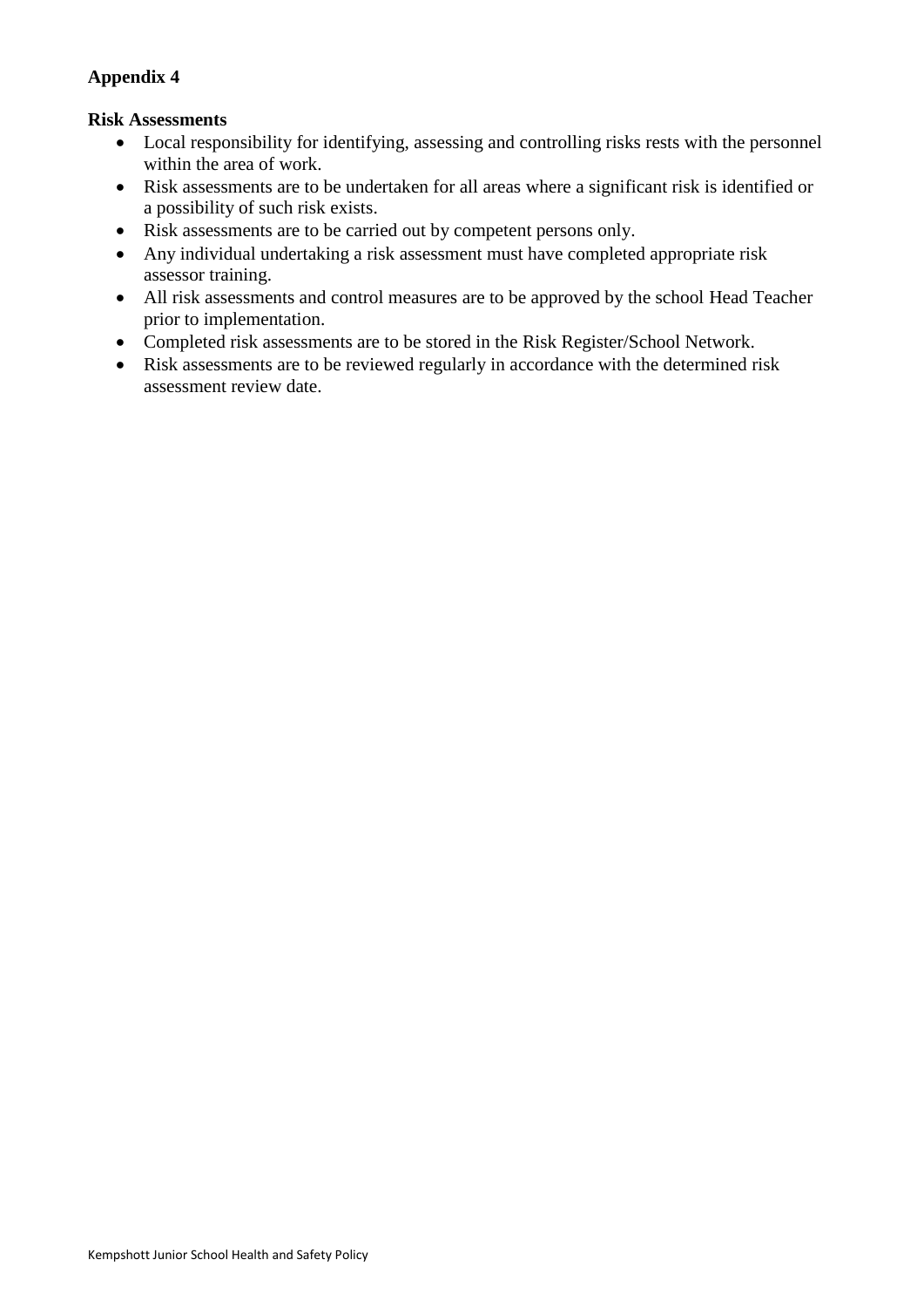**Appendix 4**

**Risk Assessments**

- Local responsibility for identifying, assessing and controlling risks rests with the personnel within the area of work.
- Risk assessments are to be undertaken for all areas where a significant risk is identified or a possibility of such risk exists.
- Risk assessments are to be carried out by competent persons only.
- Any individual undertaking a risk assessment must have completed appropriate risk assessor training.
- All risk assessments and control measures are to be approved by the school Head Teacher prior to implementation.
- Completed risk assessments are to be stored in the Risk Register/School Network.
- Risk assessments are to be reviewed regularly in accordance with the determined risk assessment review date.